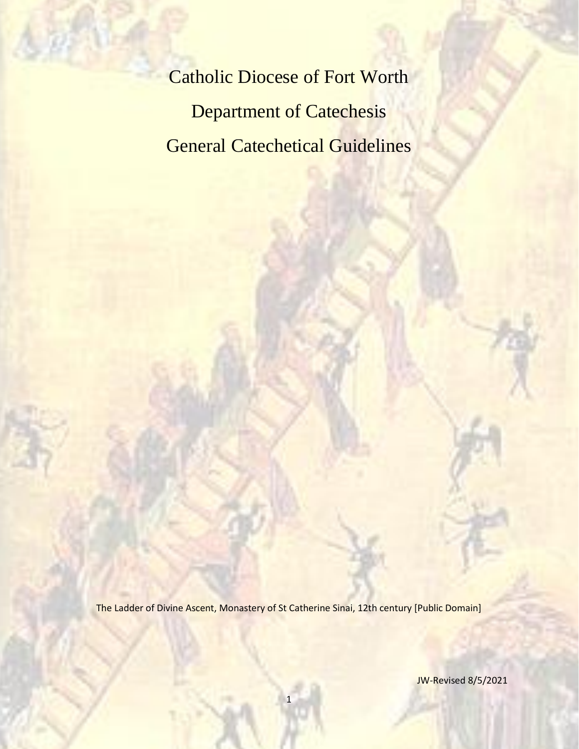# Catholic Diocese of Fort Worth

# Department of Catechesis

# General Catechetical Guidelines

The Ladder of Divine Ascent, Monastery of St Catherine Sinai, 12th century [Public Domain]

JW-Revised 8/5/2021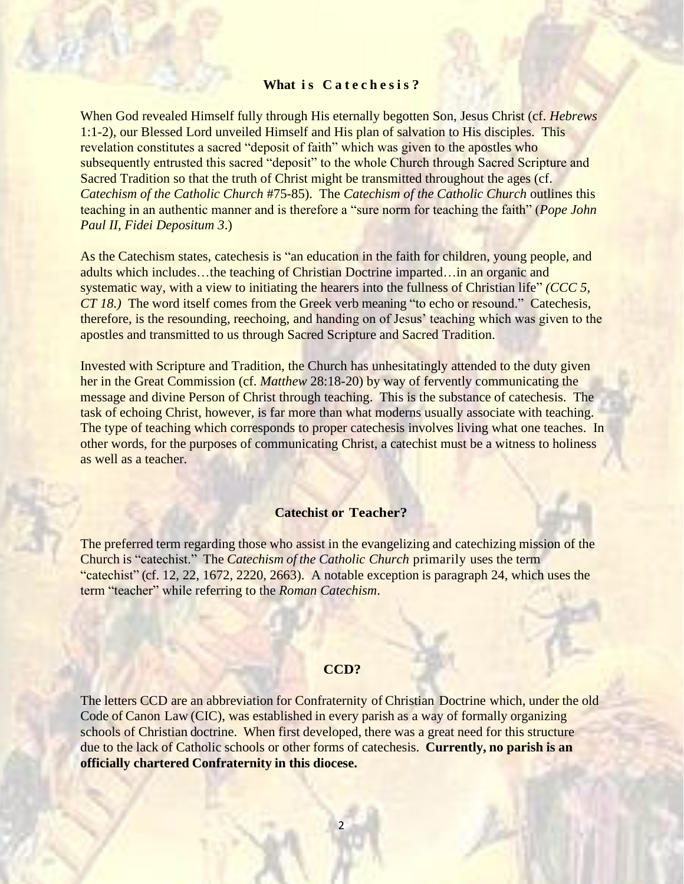## What is Catechesis?

When God revealed Himself fully through His eternally begotten Son, Jesus Christ (cf. *Hebrews* 1:1-2), our Blessed Lord unveiled Himself and His plan of salvation to His disciples. This revelation constitutes a sacred "deposit of faith" which was given to the apostles who subsequently entrusted this sacred "deposit" to the whole Church through Sacred Scripture and Sacred Tradition so that the truth of Christ might be transmitted throughout the ages (cf. *Catechism of the Catholic Church* #75-85). The *Catechism of the Catholic Church* outlines this teaching in an authentic manner and is therefore a "sure norm for teaching the faith" (*Pope John Paul II, Fidei Depositum 3*.)

As the Catechism states, catechesis is "an education in the faith for children, young people, and adults which includes…the teaching of Christian Doctrine imparted…in an organic and systematic way, with a view to initiating the hearers into the fullness of Christian life" *(CCC 5, CT 18.)* The word itself comes from the Greek verb meaning "to echo or resound." Catechesis, therefore, is the resounding, reechoing, and handing on of Jesus' teaching which was given to the apostles and transmitted to us through Sacred Scripture and Sacred Tradition.

Invested with Scripture and Tradition, the Church has unhesitatingly attended to the duty given her in the Great Commission (cf. *Matthew* 28:18-20) by way of fervently communicating the message and divine Person of Christ through teaching. This is the substance of catechesis. The task of echoing Christ, however, is far more than what moderns usually associate with teaching. The type of teaching which corresponds to proper catechesis involves living what one teaches. In other words, for the purposes of communicating Christ, a catechist must be a witness to holiness as well as a teacher.

## Catechist or Teacher?

The preferred term regarding those who assist in the evangelizing and catechizing mission of the Church is "catechist." The *Catechism of the Catholic Church* primarily uses the term "catechist" (cf. 12, 22, 1672, 2220, 2663). A notable exception is paragraph 24, which uses the term "teacher" while referring to the *Roman Catechism*.

## CCD?

The letters CCD are an abbreviation for Confraternity of Christian Doctrine which, under the old Code of Canon Law (CIC), was established in every parish as a way of formally organizing schools of Christian doctrine. When first developed, there was a great need for this structure due to the lack of Catholic schools or other forms of catechesis. **Currently, no parish is an officially chartered Confraternity in this diocese.**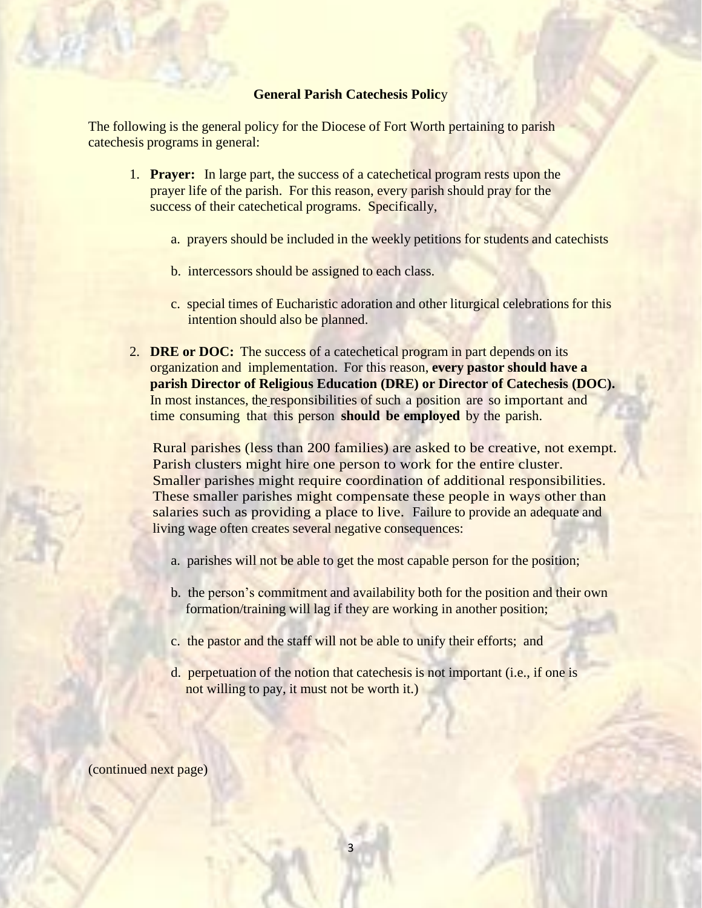## General Parish Catechesis Policy

The following is the general policy for the Diocese of Fort Worth pertaining to parish catechesis programs in general:

1. **Prayer:** In large part, the success of a catechetical program rests upon the prayer life of the parish. For this reason, every parish should pray for the success of their catechetical programs. Specifically,

   a. prayers should be included in the weekly petitions for students and catechists

   b. intercessors should be assigned to each class.

   c. special times of Eucharistic adoration and other liturgical celebrations for this intention should also be planned.

2. **DRE or DOC:** The success of a catechetical program in part depends on its organization and implementation. For this reason, **every pastor should have a parish Director of Religious Education (DRE) or Director of Catechesis (DOC).** In most instances, the responsibilities of such a position are so important and time consuming that this person **should be employed** by the parish.

   Rural parishes (less than 200 families) are asked to be creative, not exempt. Parish clusters might hire one person to work for the entire cluster. Smaller parishes might require coordination of additional responsibilities. These smaller parishes might compensate these people in ways other than salaries such as providing a place to live. Failure to provide an adequate and living wage often creates several negative consequences:

   a. parishes will not be able to get the most capable person for the position;

   b. the person's commitment and availability both for the position and their own formation/training will lag if they are working in another position;

   c. the pastor and the staff will not be able to unify their efforts; and

   d. perpetuation of the notion that catechesis is not important (i.e., if one is not willing to pay, it must not be worth it.)

(continued next page)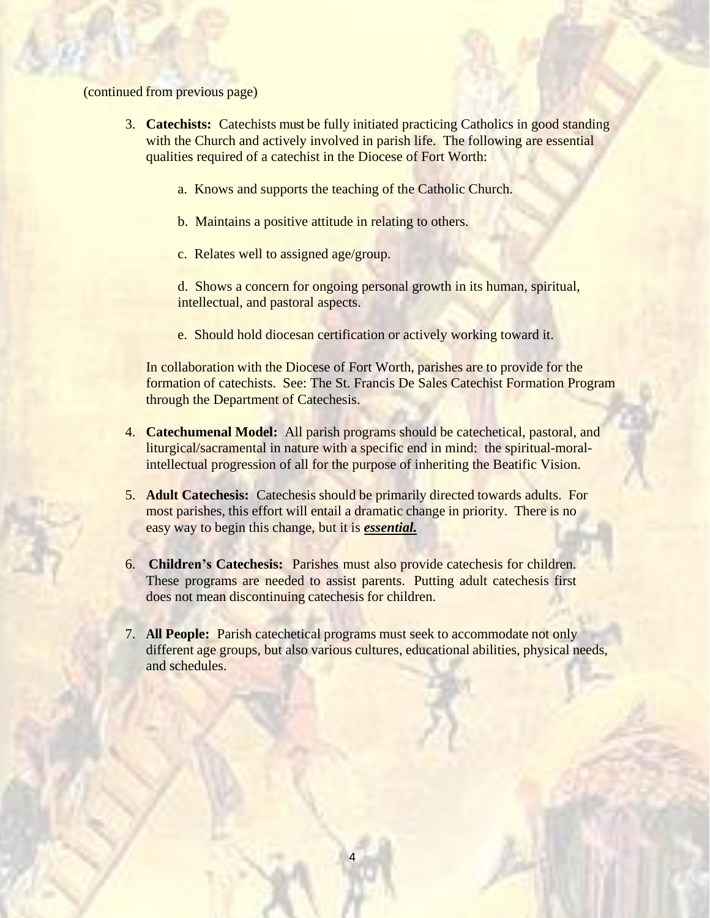(continued from previous page)

3. **Catechists:** Catechists must be fully initiated practicing Catholics in good standing with the Church and actively involved in parish life. The following are essential qualities required of a catechist in the Diocese of Fort Worth:

   a. Knows and supports the teaching of the Catholic Church.

   b. Maintains a positive attitude in relating to others.

   c. Relates well to assigned age/group.

   d. Shows a concern for ongoing personal growth in its human, spiritual, intellectual, and pastoral aspects.

   e. Should hold diocesan certification or actively working toward it.

   In collaboration with the Diocese of Fort Worth, parishes are to provide for the formation of catechists. See: The St. Francis De Sales Catechist Formation Program through the Department of Catechesis.

4. **Catechumenal Model:** All parish programs should be catechetical, pastoral, and liturgical/sacramental in nature with a specific end in mind: the spiritual-moral-intellectual progression of all for the purpose of inheriting the Beatific Vision.

5. **Adult Catechesis:** Catechesis should be primarily directed towards adults. For most parishes, this effort will entail a dramatic change in priority. There is no easy way to begin this change, but it is ***<u>essential.</u>***

6. **Children's Catechesis:** Parishes must also provide catechesis for children. These programs are needed to assist parents. Putting adult catechesis first does not mean discontinuing catechesis for children.

7. **All People:** Parish catechetical programs must seek to accommodate not only different age groups, but also various cultures, educational abilities, physical needs, and schedules.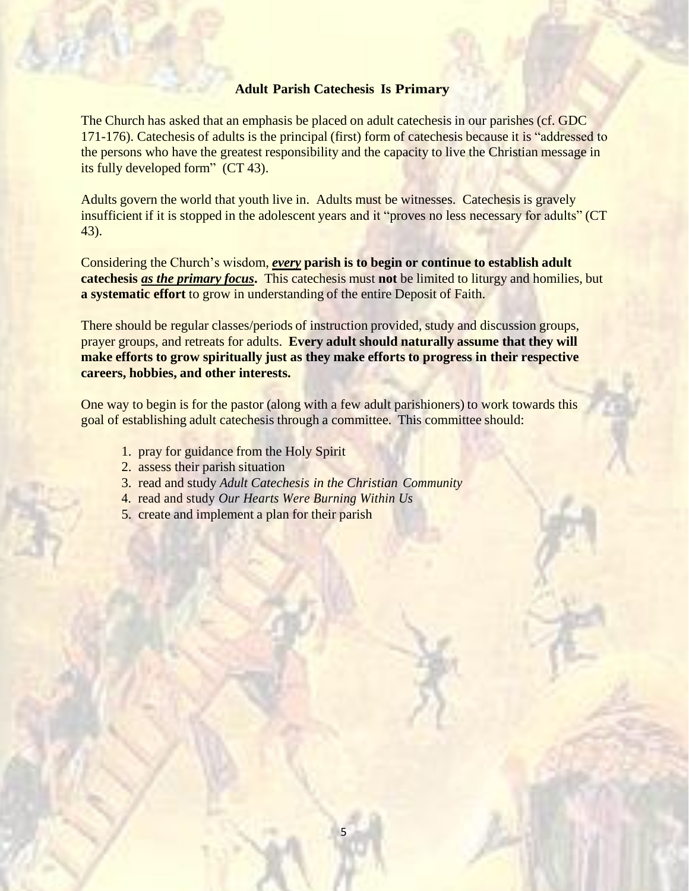## Adult Parish Catechesis Is Primary

The Church has asked that an emphasis be placed on adult catechesis in our parishes (cf. GDC 171-176). Catechesis of adults is the principal (first) form of catechesis because it is "addressed to the persons who have the greatest responsibility and the capacity to live the Christian message in its fully developed form" (CT 43).

Adults govern the world that youth live in. Adults must be witnesses. Catechesis is gravely insufficient if it is stopped in the adolescent years and it "proves no less necessary for adults" (CT 43).

Considering the Church's wisdom, ***<u>every</u>*** **parish is to begin or continue to establish adult catechesis *<u>as the primary focus</u>*.** This catechesis must **not** be limited to liturgy and homilies, but **a systematic effort** to grow in understanding of the entire Deposit of Faith.

There should be regular classes/periods of instruction provided, study and discussion groups, prayer groups, and retreats for adults. **Every adult should naturally assume that they will make efforts to grow spiritually just as they make efforts to progress in their respective careers, hobbies, and other interests.**

One way to begin is for the pastor (along with a few adult parishioners) to work towards this goal of establishing adult catechesis through a committee. This committee should:

1. pray for guidance from the Holy Spirit
2. assess their parish situation
3. read and study *Adult Catechesis in the Christian Community*
4. read and study *Our Hearts Were Burning Within Us*
5. create and implement a plan for their parish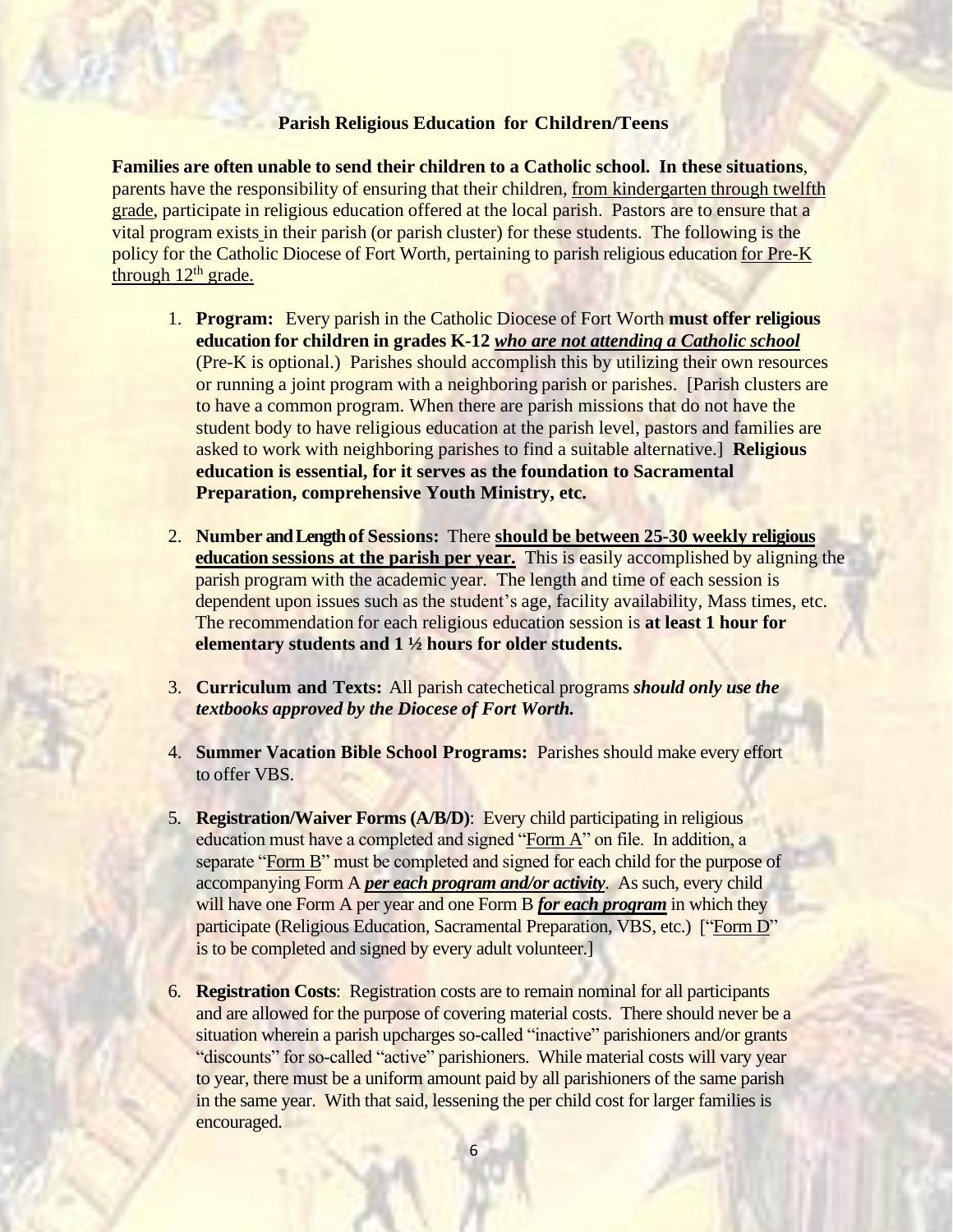## Parish Religious Education for Children/Teens

**Families are often unable to send their children to a Catholic school. In these situations**, parents have the responsibility of ensuring that their children, <u>from kindergarten through twelfth grade</u>, participate in religious education offered at the local parish. Pastors are to ensure that a vital program exists in their parish (or parish cluster) for these students. The following is the policy for the Catholic Diocese of Fort Worth, pertaining to parish religious education <u>for Pre-K through 12th grade.</u>

1. **Program:** Every parish in the Catholic Diocese of Fort Worth **must offer religious education for children in grades K-12** ***<u>who are not attending a Catholic school</u>*** (Pre-K is optional.) Parishes should accomplish this by utilizing their own resources or running a joint program with a neighboring parish or parishes. [Parish clusters are to have a common program. When there are parish missions that do not have the student body to have religious education at the parish level, pastors and families are asked to work with neighboring parishes to find a suitable alternative.] **Religious education is essential, for it serves as the foundation to Sacramental Preparation, comprehensive Youth Ministry, etc.**

2. **Number and Length of Sessions:** There **<u>should be between 25-30 weekly religious education sessions at the parish per year.</u>** This is easily accomplished by aligning the parish program with the academic year. The length and time of each session is dependent upon issues such as the student's age, facility availability, Mass times, etc. The recommendation for each religious education session is **at least 1 hour for elementary students and 1 ½ hours for older students.**

3. **Curriculum and Texts:** All parish catechetical programs ***should only use the textbooks approved by the Diocese of Fort Worth.***

4. **Summer Vacation Bible School Programs:** Parishes should make every effort to offer VBS.

5. **Registration/Waiver Forms (A/B/D)**: Every child participating in religious education must have a completed and signed "<u>Form A</u>" on file. In addition, a separate "<u>Form B</u>" must be completed and signed for each child for the purpose of accompanying Form A ***<u>per each program and/or activity</u>***. As such, every child will have one Form A per year and one Form B ***<u>for each program</u>*** in which they participate (Religious Education, Sacramental Preparation, VBS, etc.) ["<u>Form D</u>" is to be completed and signed by every adult volunteer.]

6. **Registration Costs**: Registration costs are to remain nominal for all participants and are allowed for the purpose of covering material costs. There should never be a situation wherein a parish upcharges so-called "inactive" parishioners and/or grants "discounts" for so-called "active" parishioners. While material costs will vary year to year, there must be a uniform amount paid by all parishioners of the same parish in the same year. With that said, lessening the per child cost for larger families is encouraged.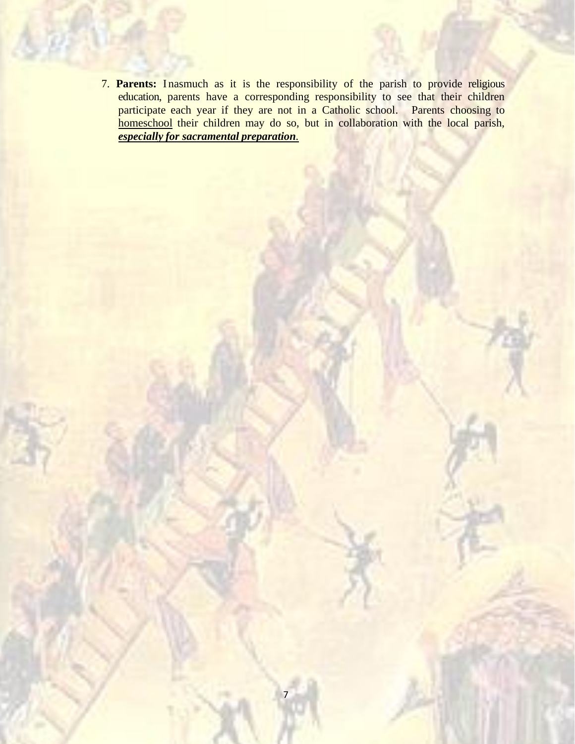7. **Parents:** Inasmuch as it is the responsibility of the parish to provide religious education, parents have a corresponding responsibility to see that their children participate each year if they are not in a Catholic school. Parents choosing to homeschool their children may do so, but in collaboration with the local parish, ***especially for sacramental preparation***.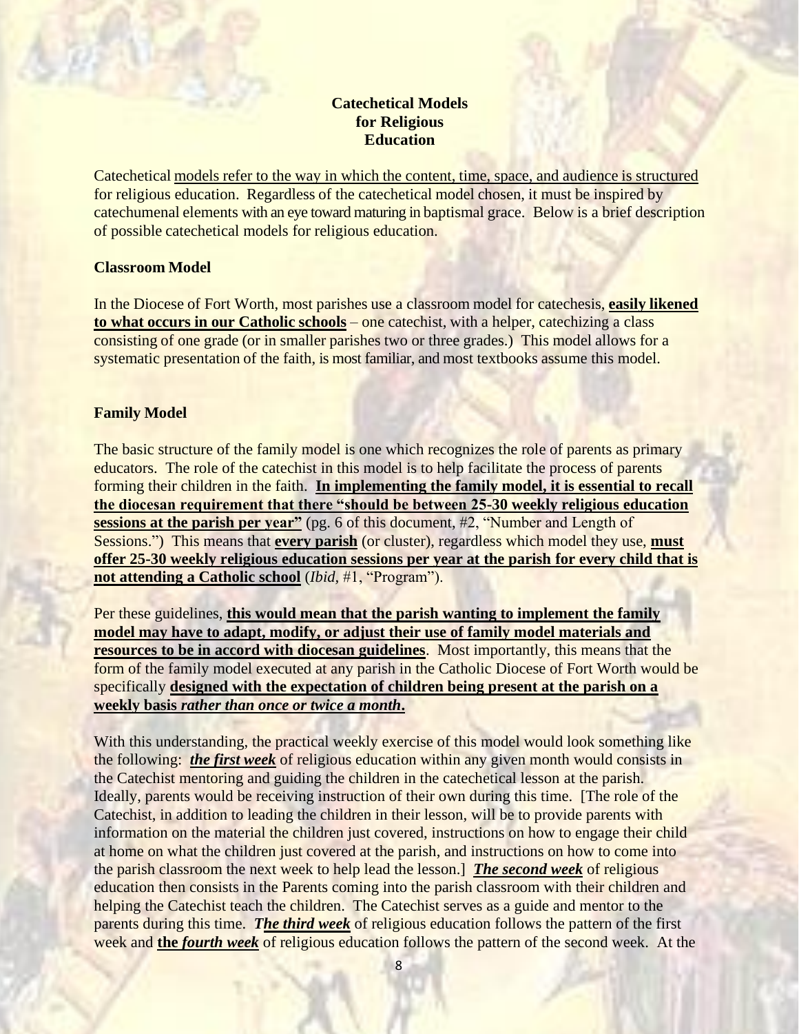# Catechetical Models for Religious Education

Catechetical models refer to the way in which the content, time, space, and audience is structured for religious education. Regardless of the catechetical model chosen, it must be inspired by catechumenal elements with an eye toward maturing in baptismal grace. Below is a brief description of possible catechetical models for religious education.

## Classroom Model

In the Diocese of Fort Worth, most parishes use a classroom model for catechesis, **easily likened to what occurs in our Catholic schools** – one catechist, with a helper, catechizing a class consisting of one grade (or in smaller parishes two or three grades.) This model allows for a systematic presentation of the faith, is most familiar, and most textbooks assume this model.

## Family Model

The basic structure of the family model is one which recognizes the role of parents as primary educators. The role of the catechist in this model is to help facilitate the process of parents forming their children in the faith. **In implementing the family model, it is essential to recall the diocesan requirement that there "should be between 25-30 weekly religious education sessions at the parish per year"** (pg. 6 of this document, #2, "Number and Length of Sessions.") This means that **every parish** (or cluster), regardless which model they use, **must offer 25-30 weekly religious education sessions per year at the parish for every child that is not attending a Catholic school** (*Ibid*, #1, "Program").

Per these guidelines, **this would mean that the parish wanting to implement the family model may have to adapt, modify, or adjust their use of family model materials and resources to be in accord with diocesan guidelines**. Most importantly, this means that the form of the family model executed at any parish in the Catholic Diocese of Fort Worth would be specifically **designed with the expectation of children being present at the parish on a weekly basis *rather than once or twice a month*.**

With this understanding, the practical weekly exercise of this model would look something like the following: ***the first week*** of religious education within any given month would consists in the Catechist mentoring and guiding the children in the catechetical lesson at the parish. Ideally, parents would be receiving instruction of their own during this time. [The role of the Catechist, in addition to leading the children in their lesson, will be to provide parents with information on the material the children just covered, instructions on how to engage their child at home on what the children just covered at the parish, and instructions on how to come into the parish classroom the next week to help lead the lesson.] ***The second week*** of religious education then consists in the Parents coming into the parish classroom with their children and helping the Catechist teach the children. The Catechist serves as a guide and mentor to the parents during this time. ***The third week*** of religious education follows the pattern of the first week and **the *fourth week*** of religious education follows the pattern of the second week. At the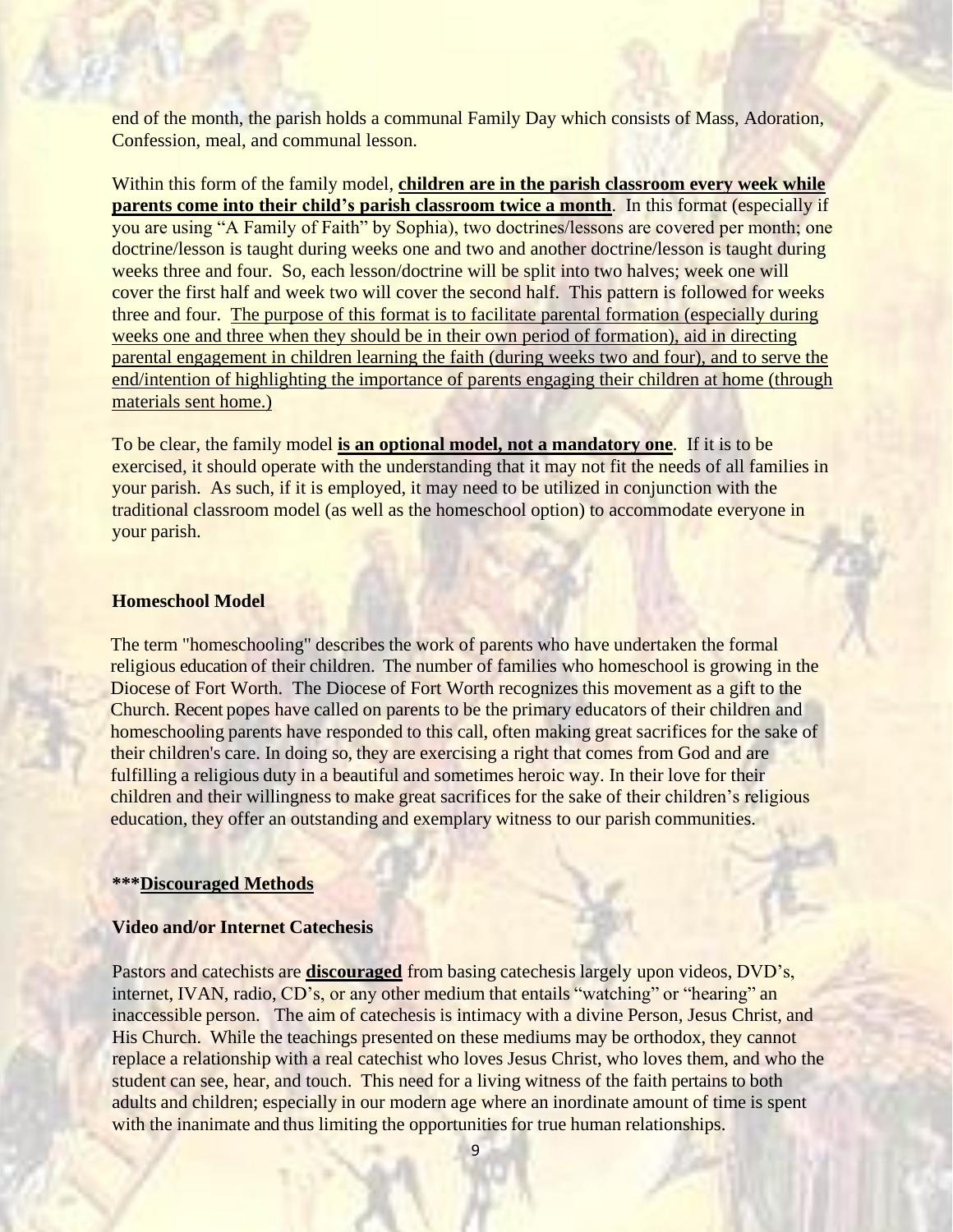end of the month, the parish holds a communal Family Day which consists of Mass, Adoration, Confession, meal, and communal lesson.

Within this form of the family model, **<u>children are in the parish classroom every week while parents come into their child's parish classroom twice a month</u>**. In this format (especially if you are using "A Family of Faith" by Sophia), two doctrines/lessons are covered per month; one doctrine/lesson is taught during weeks one and two and another doctrine/lesson is taught during weeks three and four. So, each lesson/doctrine will be split into two halves; week one will cover the first half and week two will cover the second half. This pattern is followed for weeks three and four. <u>The purpose of this format is to facilitate parental formation (especially during weeks one and three when they should be in their own period of formation), aid in directing parental engagement in children learning the faith (during weeks two and four), and to serve the end/intention of highlighting the importance of parents engaging their children at home (through materials sent home.)</u>

To be clear, the family model **<u>is an optional model, not a mandatory one</u>**. If it is to be exercised, it should operate with the understanding that it may not fit the needs of all families in your parish. As such, if it is employed, it may need to be utilized in conjunction with the traditional classroom model (as well as the homeschool option) to accommodate everyone in your parish.

### Homeschool Model

The term "homeschooling" describes the work of parents who have undertaken the formal religious education of their children. The number of families who homeschool is growing in the Diocese of Fort Worth. The Diocese of Fort Worth recognizes this movement as a gift to the Church. Recent popes have called on parents to be the primary educators of their children and homeschooling parents have responded to this call, often making great sacrifices for the sake of their children's care. In doing so, they are exercising a right that comes from God and are fulfilling a religious duty in a beautiful and sometimes heroic way. In their love for their children and their willingness to make great sacrifices for the sake of their children's religious education, they offer an outstanding and exemplary witness to our parish communities.

### ***<u>Discouraged Methods</u>

### Video and/or Internet Catechesis

Pastors and catechists are **<u>discouraged</u>** from basing catechesis largely upon videos, DVD's, internet, IVAN, radio, CD's, or any other medium that entails "watching" or "hearing" an inaccessible person. The aim of catechesis is intimacy with a divine Person, Jesus Christ, and His Church. While the teachings presented on these mediums may be orthodox, they cannot replace a relationship with a real catechist who loves Jesus Christ, who loves them, and who the student can see, hear, and touch. This need for a living witness of the faith pertains to both adults and children; especially in our modern age where an inordinate amount of time is spent with the inanimate and thus limiting the opportunities for true human relationships.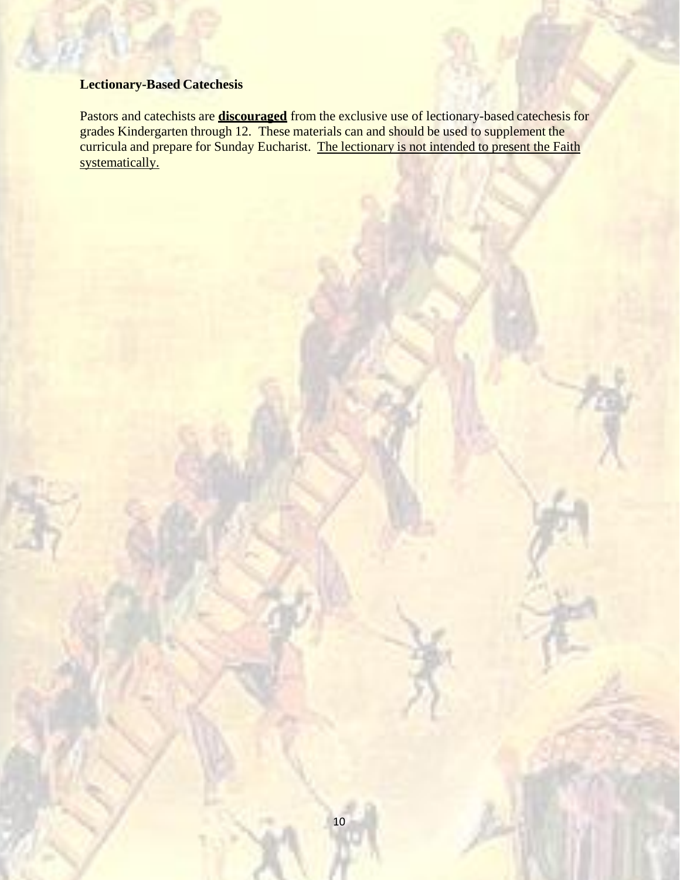### Lectionary-Based Catechesis

Pastors and catechists are **discouraged** from the exclusive use of lectionary-based catechesis for grades Kindergarten through 12. These materials can and should be used to supplement the curricula and prepare for Sunday Eucharist. The lectionary is not intended to present the Faith systematically.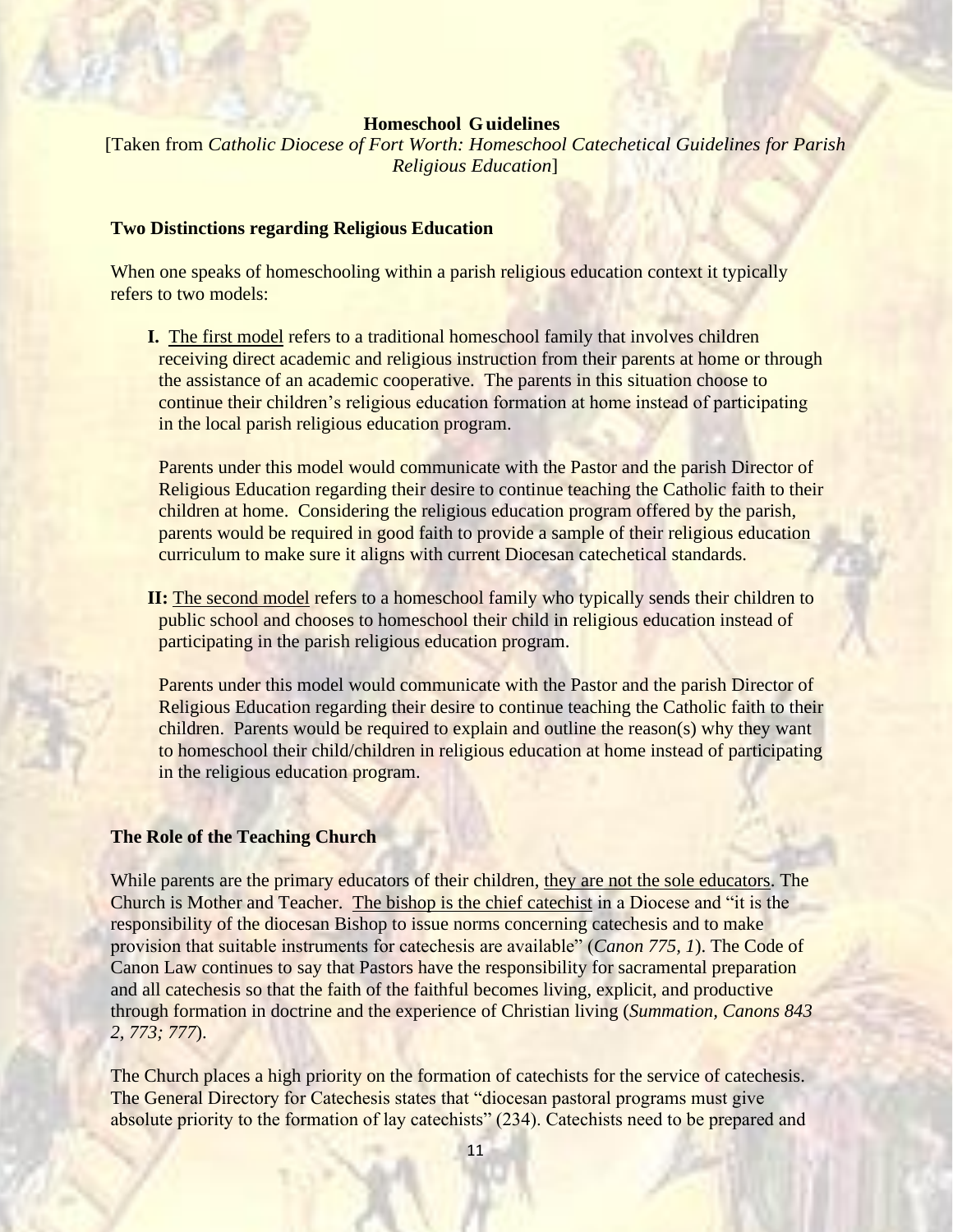## Homeschool Guidelines

[Taken from *Catholic Diocese of Fort Worth: Homeschool Catechetical Guidelines for Parish Religious Education*]

### Two Distinctions regarding Religious Education

When one speaks of homeschooling within a parish religious education context it typically refers to two models:

**I.** <u>The first model</u> refers to a traditional homeschool family that involves children receiving direct academic and religious instruction from their parents at home or through the assistance of an academic cooperative. The parents in this situation choose to continue their children's religious education formation at home instead of participating in the local parish religious education program.

Parents under this model would communicate with the Pastor and the parish Director of Religious Education regarding their desire to continue teaching the Catholic faith to their children at home. Considering the religious education program offered by the parish, parents would be required in good faith to provide a sample of their religious education curriculum to make sure it aligns with current Diocesan catechetical standards.

**II:** <u>The second model</u> refers to a homeschool family who typically sends their children to public school and chooses to homeschool their child in religious education instead of participating in the parish religious education program.

Parents under this model would communicate with the Pastor and the parish Director of Religious Education regarding their desire to continue teaching the Catholic faith to their children. Parents would be required to explain and outline the reason(s) why they want to homeschool their child/children in religious education at home instead of participating in the religious education program.

### The Role of the Teaching Church

While parents are the primary educators of their children, <u>they are not the sole educators</u>. The Church is Mother and Teacher. <u>The bishop is the chief catechist</u> in a Diocese and "it is the responsibility of the diocesan Bishop to issue norms concerning catechesis and to make provision that suitable instruments for catechesis are available" (*Canon 775, 1*). The Code of Canon Law continues to say that Pastors have the responsibility for sacramental preparation and all catechesis so that the faith of the faithful becomes living, explicit, and productive through formation in doctrine and the experience of Christian living (*Summation, Canons 843 2, 773; 777*).

The Church places a high priority on the formation of catechists for the service of catechesis. The General Directory for Catechesis states that "diocesan pastoral programs must give absolute priority to the formation of lay catechists" (234). Catechists need to be prepared and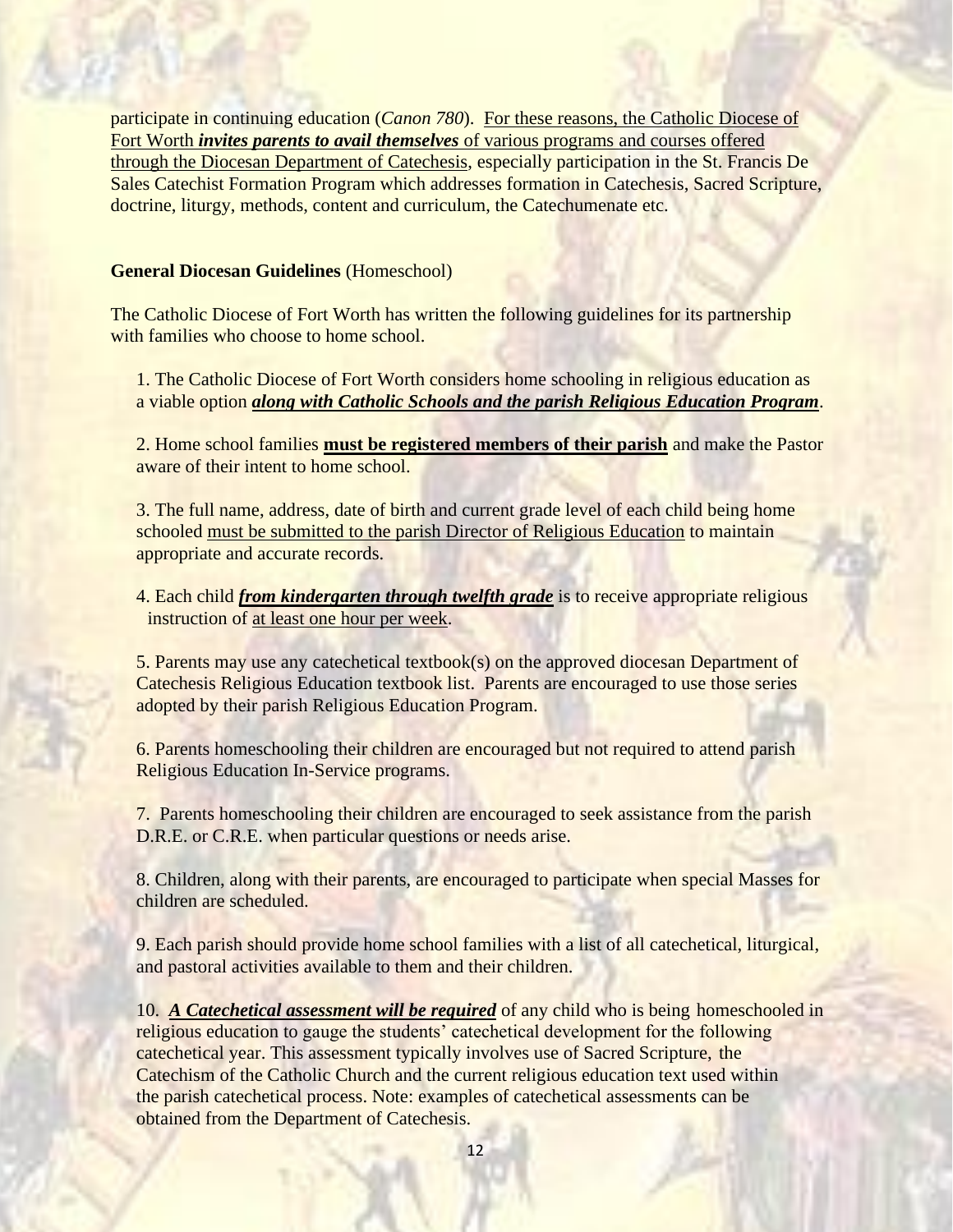participate in continuing education (*Canon 780*). For these reasons, the Catholic Diocese of Fort Worth ***invites parents to avail themselves*** of various programs and courses offered through the Diocesan Department of Catechesis, especially participation in the St. Francis De Sales Catechist Formation Program which addresses formation in Catechesis, Sacred Scripture, doctrine, liturgy, methods, content and curriculum, the Catechumenate etc.

**General Diocesan Guidelines** (Homeschool)

The Catholic Diocese of Fort Worth has written the following guidelines for its partnership with families who choose to home school.

1. The Catholic Diocese of Fort Worth considers home schooling in religious education as a viable option ***along with Catholic Schools and the parish Religious Education Program***.

2. Home school families **must be registered members of their parish** and make the Pastor aware of their intent to home school.

3. The full name, address, date of birth and current grade level of each child being home schooled must be submitted to the parish Director of Religious Education to maintain appropriate and accurate records.

4. Each child ***from kindergarten through twelfth grade*** is to receive appropriate religious instruction of at least one hour per week.

5. Parents may use any catechetical textbook(s) on the approved diocesan Department of Catechesis Religious Education textbook list. Parents are encouraged to use those series adopted by their parish Religious Education Program.

6. Parents homeschooling their children are encouraged but not required to attend parish Religious Education In-Service programs.

7. Parents homeschooling their children are encouraged to seek assistance from the parish D.R.E. or C.R.E. when particular questions or needs arise.

8. Children, along with their parents, are encouraged to participate when special Masses for children are scheduled.

9. Each parish should provide home school families with a list of all catechetical, liturgical, and pastoral activities available to them and their children.

10. ***A Catechetical assessment will be required*** of any child who is being homeschooled in religious education to gauge the students' catechetical development for the following catechetical year. This assessment typically involves use of Sacred Scripture, the Catechism of the Catholic Church and the current religious education text used within the parish catechetical process. Note: examples of catechetical assessments can be obtained from the Department of Catechesis.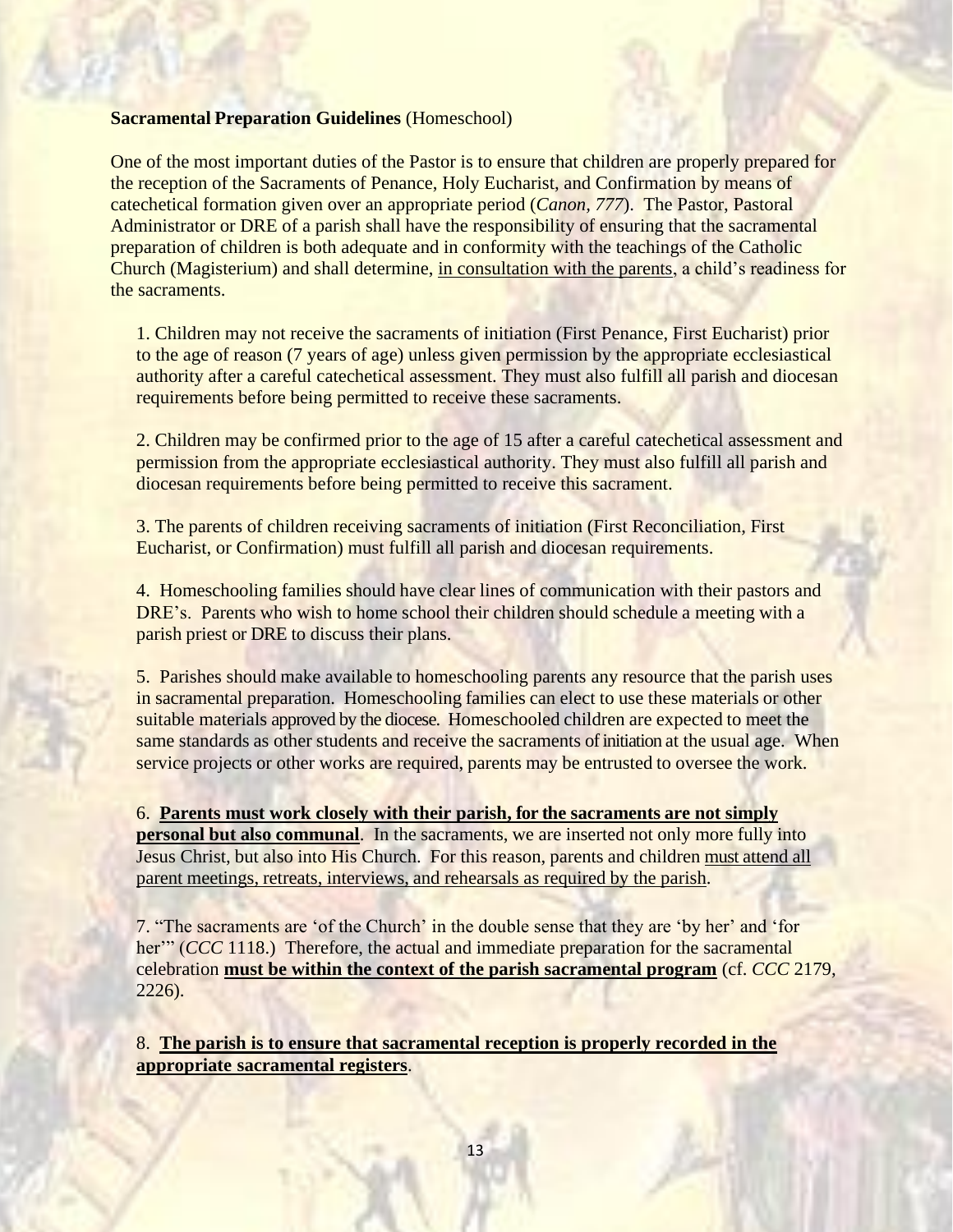**Sacramental Preparation Guidelines** (Homeschool)

One of the most important duties of the Pastor is to ensure that children are properly prepared for the reception of the Sacraments of Penance, Holy Eucharist, and Confirmation by means of catechetical formation given over an appropriate period (*Canon, 777*). The Pastor, Pastoral Administrator or DRE of a parish shall have the responsibility of ensuring that the sacramental preparation of children is both adequate and in conformity with the teachings of the Catholic Church (Magisterium) and shall determine, <u>in consultation with the parents</u>, a child's readiness for the sacraments.

1. Children may not receive the sacraments of initiation (First Penance, First Eucharist) prior to the age of reason (7 years of age) unless given permission by the appropriate ecclesiastical authority after a careful catechetical assessment. They must also fulfill all parish and diocesan requirements before being permitted to receive these sacraments.

2. Children may be confirmed prior to the age of 15 after a careful catechetical assessment and permission from the appropriate ecclesiastical authority. They must also fulfill all parish and diocesan requirements before being permitted to receive this sacrament.

3. The parents of children receiving sacraments of initiation (First Reconciliation, First Eucharist, or Confirmation) must fulfill all parish and diocesan requirements.

4. Homeschooling families should have clear lines of communication with their pastors and DRE's. Parents who wish to home school their children should schedule a meeting with a parish priest or DRE to discuss their plans.

5. Parishes should make available to homeschooling parents any resource that the parish uses in sacramental preparation. Homeschooling families can elect to use these materials or other suitable materials approved by the diocese. Homeschooled children are expected to meet the same standards as other students and receive the sacraments of initiation at the usual age. When service projects or other works are required, parents may be entrusted to oversee the work.

6. **<u>Parents must work closely with their parish, for the sacraments are not simply personal but also communal</u>**. In the sacraments, we are inserted not only more fully into Jesus Christ, but also into His Church. For this reason, parents and children <u>must attend all parent meetings, retreats, interviews, and rehearsals as required by the parish</u>.

7. "The sacraments are 'of the Church' in the double sense that they are 'by her' and 'for her'" (*CCC* 1118.) Therefore, the actual and immediate preparation for the sacramental celebration **<u>must be within the context of the parish sacramental program</u>** (cf. *CCC* 2179, 2226).

8. **<u>The parish is to ensure that sacramental reception is properly recorded in the appropriate sacramental registers</u>**.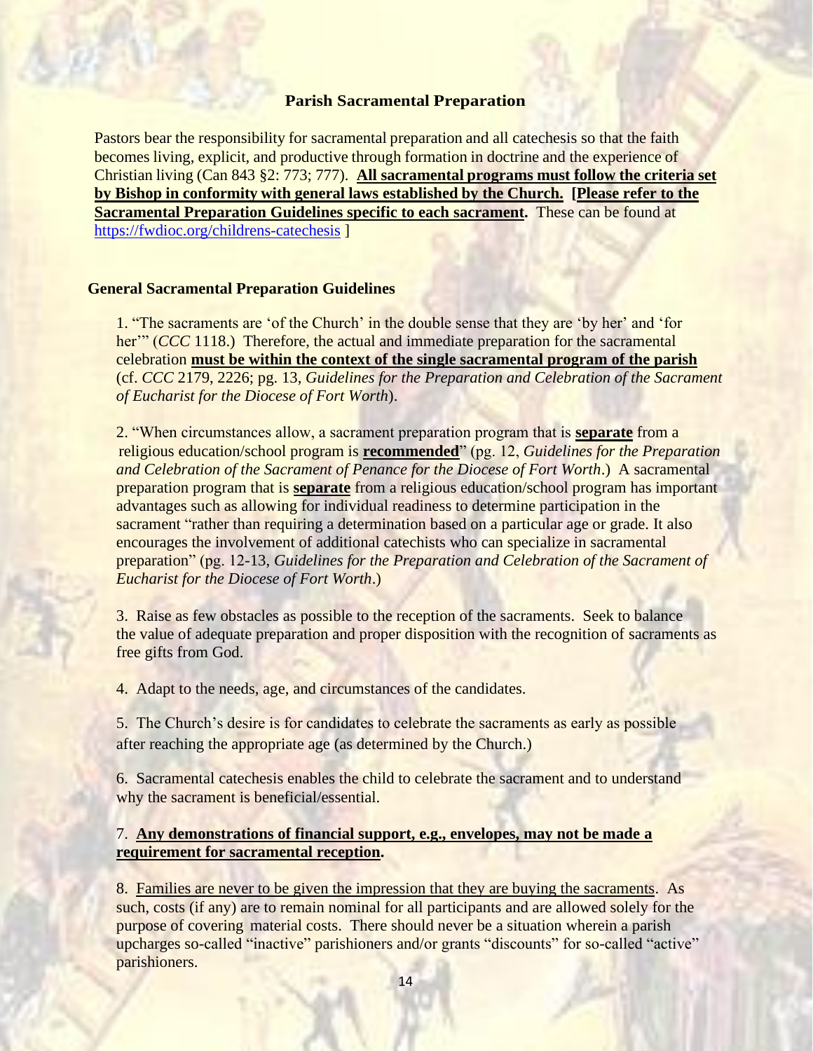## Parish Sacramental Preparation

Pastors bear the responsibility for sacramental preparation and all catechesis so that the faith becomes living, explicit, and productive through formation in doctrine and the experience of Christian living (Can 843 §2: 773; 777). **All sacramental programs must follow the criteria set by Bishop in conformity with general laws established by the Church. [Please refer to the Sacramental Preparation Guidelines specific to each sacrament.** These can be found at https://fwdioc.org/childrens-catechesis ]

### General Sacramental Preparation Guidelines

1. "The sacraments are 'of the Church' in the double sense that they are 'by her' and 'for her'" (*CCC* 1118.) Therefore, the actual and immediate preparation for the sacramental celebration **must be within the context of the single sacramental program of the parish** (cf. *CCC* 2179, 2226; pg. 13, *Guidelines for the Preparation and Celebration of the Sacrament of Eucharist for the Diocese of Fort Worth*).

2. "When circumstances allow, a sacrament preparation program that is **separate** from a religious education/school program is **recommended**" (pg. 12, *Guidelines for the Preparation and Celebration of the Sacrament of Penance for the Diocese of Fort Worth*.) A sacramental preparation program that is **separate** from a religious education/school program has important advantages such as allowing for individual readiness to determine participation in the sacrament "rather than requiring a determination based on a particular age or grade. It also encourages the involvement of additional catechists who can specialize in sacramental preparation" (pg. 12-13, *Guidelines for the Preparation and Celebration of the Sacrament of Eucharist for the Diocese of Fort Worth*.)

3. Raise as few obstacles as possible to the reception of the sacraments. Seek to balance the value of adequate preparation and proper disposition with the recognition of sacraments as free gifts from God.

4. Adapt to the needs, age, and circumstances of the candidates.

5. The Church's desire is for candidates to celebrate the sacraments as early as possible after reaching the appropriate age (as determined by the Church.)

6. Sacramental catechesis enables the child to celebrate the sacrament and to understand why the sacrament is beneficial/essential.

7. **Any demonstrations of financial support, e.g., envelopes, may not be made a requirement for sacramental reception.**

8. Families are never to be given the impression that they are buying the sacraments. As such, costs (if any) are to remain nominal for all participants and are allowed solely for the purpose of covering material costs. There should never be a situation wherein a parish upcharges so-called "inactive" parishioners and/or grants "discounts" for so-called "active" parishioners.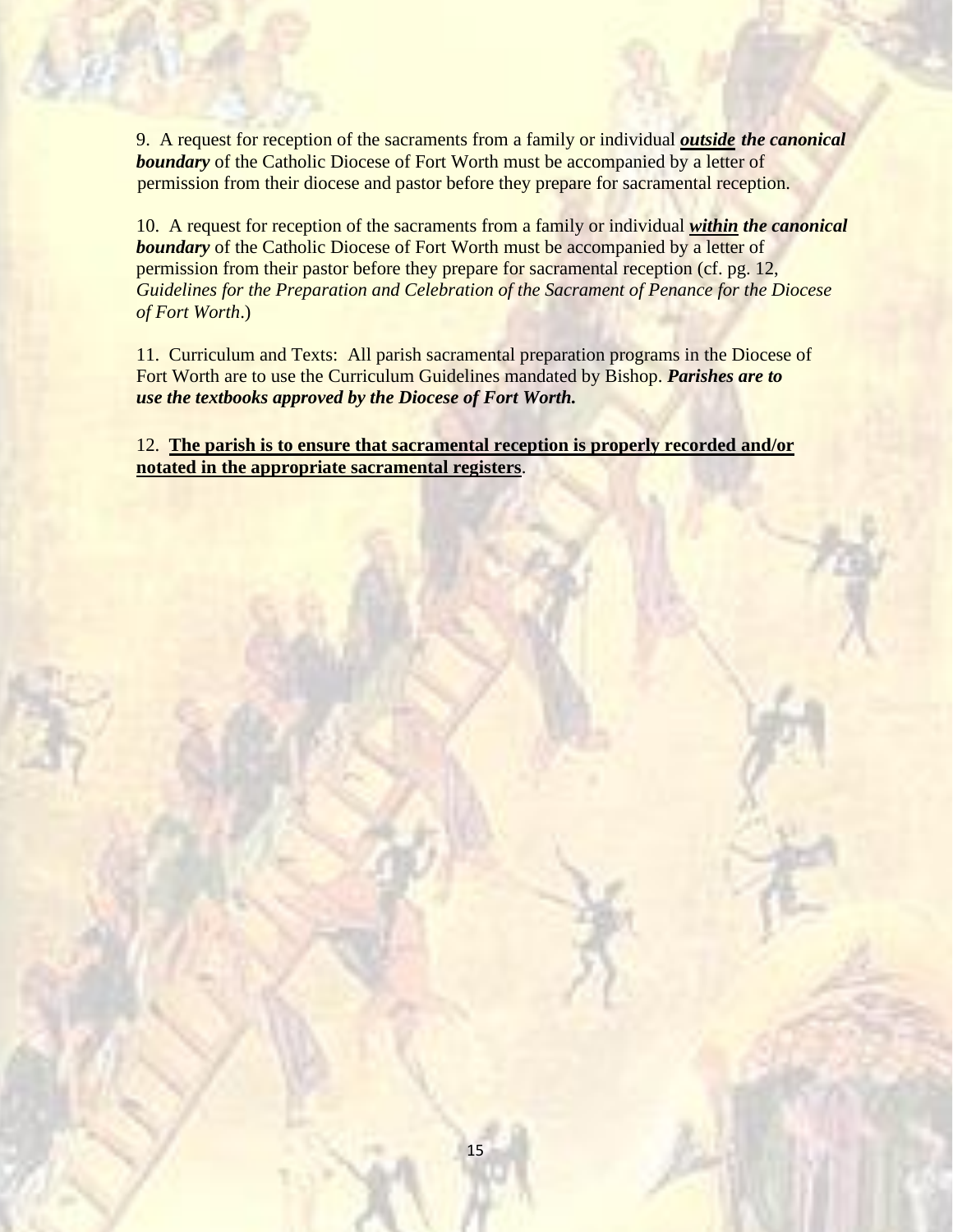9. A request for reception of the sacraments from a family or individual ***outside* the canonical boundary** of the Catholic Diocese of Fort Worth must be accompanied by a letter of permission from their diocese and pastor before they prepare for sacramental reception.

10. A request for reception of the sacraments from a family or individual ***within* the canonical boundary** of the Catholic Diocese of Fort Worth must be accompanied by a letter of permission from their pastor before they prepare for sacramental reception (cf. pg. 12, *Guidelines for the Preparation and Celebration of the Sacrament of Penance for the Diocese of Fort Worth*.)

11. Curriculum and Texts: All parish sacramental preparation programs in the Diocese of Fort Worth are to use the Curriculum Guidelines mandated by Bishop. ***Parishes are to use the textbooks approved by the Diocese of Fort Worth.***

12. **The parish is to ensure that sacramental reception is properly recorded and/or notated in the appropriate sacramental registers**.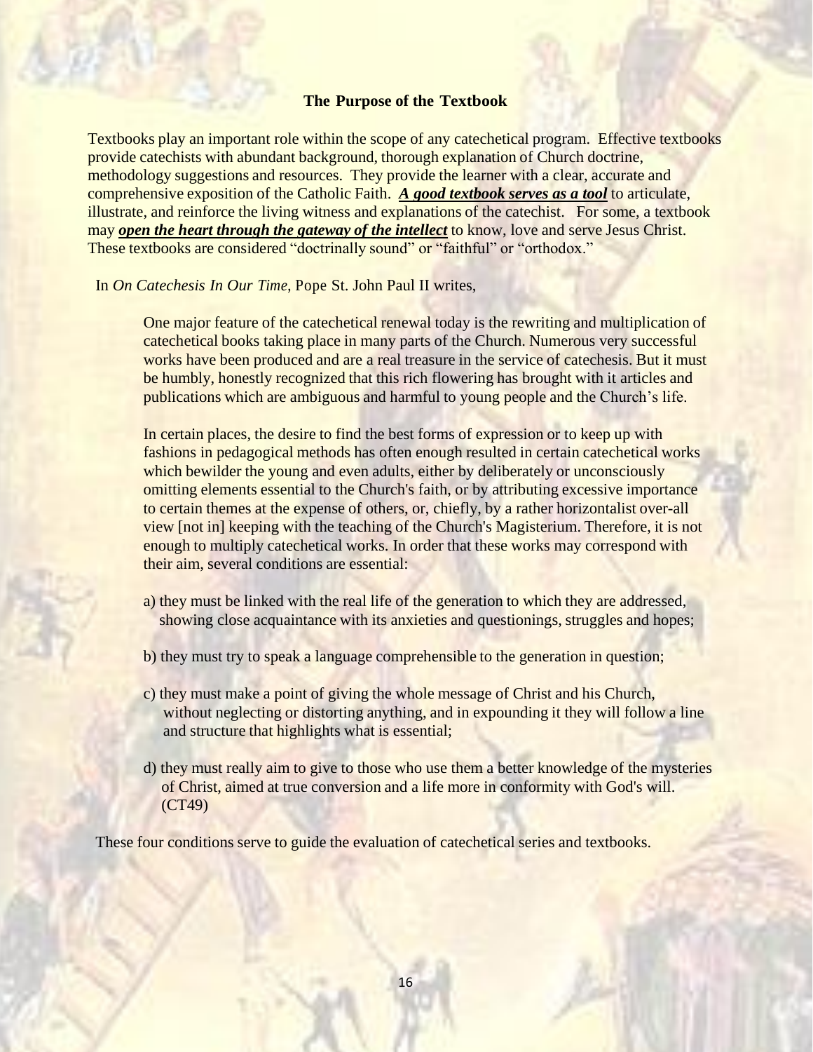## The Purpose of the Textbook

Textbooks play an important role within the scope of any catechetical program. Effective textbooks provide catechists with abundant background, thorough explanation of Church doctrine, methodology suggestions and resources. They provide the learner with a clear, accurate and comprehensive exposition of the Catholic Faith. ***A good textbook serves as a tool*** to articulate, illustrate, and reinforce the living witness and explanations of the catechist. For some, a textbook may ***open the heart through the gateway of the intellect*** to know, love and serve Jesus Christ. These textbooks are considered "doctrinally sound" or "faithful" or "orthodox."

In *On Catechesis In Our Time*, Pope St. John Paul II writes,

> One major feature of the catechetical renewal today is the rewriting and multiplication of catechetical books taking place in many parts of the Church. Numerous very successful works have been produced and are a real treasure in the service of catechesis. But it must be humbly, honestly recognized that this rich flowering has brought with it articles and publications which are ambiguous and harmful to young people and the Church's life.
>
> In certain places, the desire to find the best forms of expression or to keep up with fashions in pedagogical methods has often enough resulted in certain catechetical works which bewilder the young and even adults, either by deliberately or unconsciously omitting elements essential to the Church's faith, or by attributing excessive importance to certain themes at the expense of others, or, chiefly, by a rather horizontalist over-all view [not in] keeping with the teaching of the Church's Magisterium. Therefore, it is not enough to multiply catechetical works. In order that these works may correspond with their aim, several conditions are essential:
>
> a) they must be linked with the real life of the generation to which they are addressed, showing close acquaintance with its anxieties and questionings, struggles and hopes;
>
> b) they must try to speak a language comprehensible to the generation in question;
>
> c) they must make a point of giving the whole message of Christ and his Church, without neglecting or distorting anything, and in expounding it they will follow a line and structure that highlights what is essential;
>
> d) they must really aim to give to those who use them a better knowledge of the mysteries of Christ, aimed at true conversion and a life more in conformity with God's will. (CT49)

These four conditions serve to guide the evaluation of catechetical series and textbooks.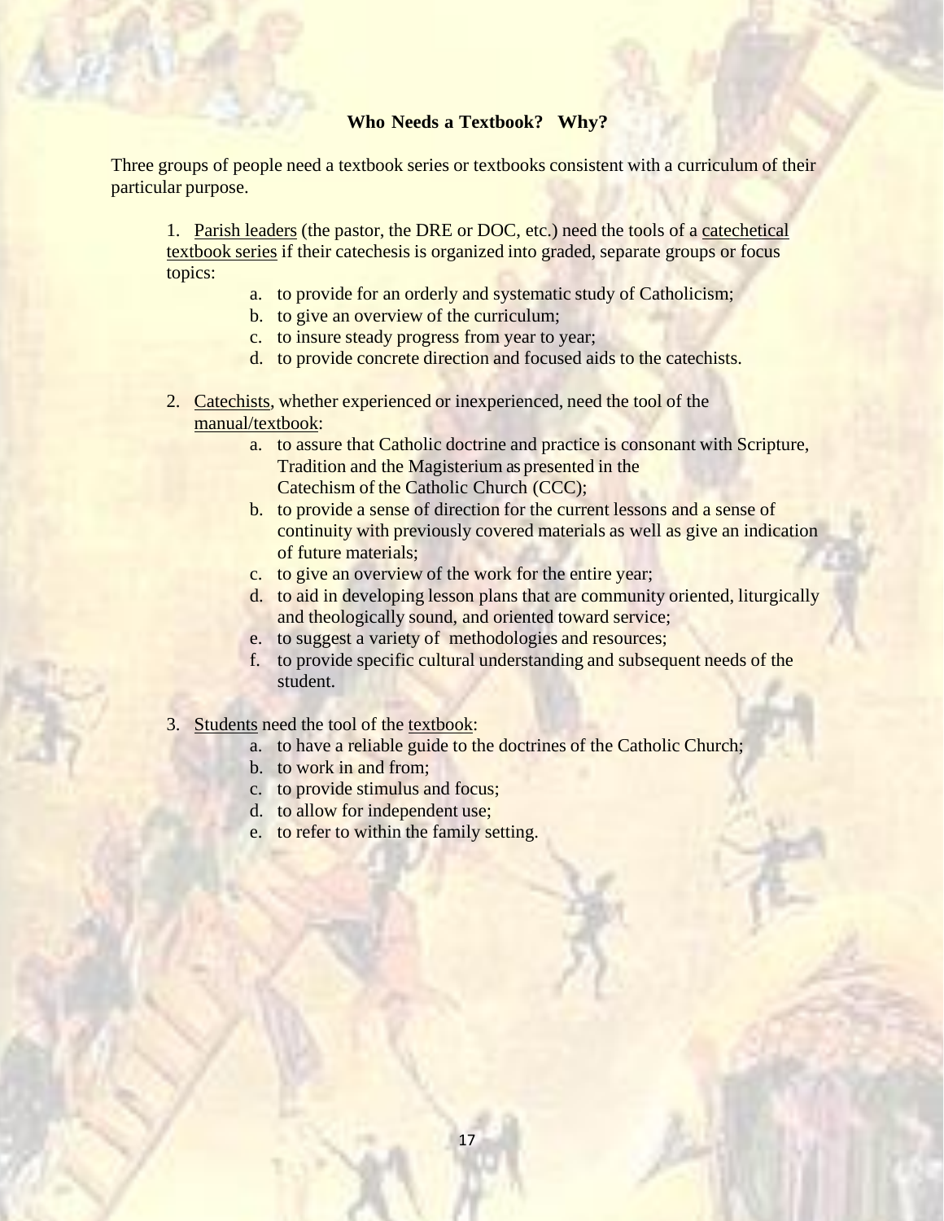## Who Needs a Textbook? Why?

Three groups of people need a textbook series or textbooks consistent with a curriculum of their particular purpose.

1. Parish leaders (the pastor, the DRE or DOC, etc.) need the tools of a catechetical textbook series if their catechesis is organized into graded, separate groups or focus topics:
    a. to provide for an orderly and systematic study of Catholicism;
    b. to give an overview of the curriculum;
    c. to insure steady progress from year to year;
    d. to provide concrete direction and focused aids to the catechists.

2. Catechists, whether experienced or inexperienced, need the tool of the manual/textbook:
    a. to assure that Catholic doctrine and practice is consonant with Scripture, Tradition and the Magisterium as presented in the Catechism of the Catholic Church (CCC);
    b. to provide a sense of direction for the current lessons and a sense of continuity with previously covered materials as well as give an indication of future materials;
    c. to give an overview of the work for the entire year;
    d. to aid in developing lesson plans that are community oriented, liturgically and theologically sound, and oriented toward service;
    e. to suggest a variety of methodologies and resources;
    f. to provide specific cultural understanding and subsequent needs of the student.

3. Students need the tool of the textbook:
    a. to have a reliable guide to the doctrines of the Catholic Church;
    b. to work in and from;
    c. to provide stimulus and focus;
    d. to allow for independent use;
    e. to refer to within the family setting.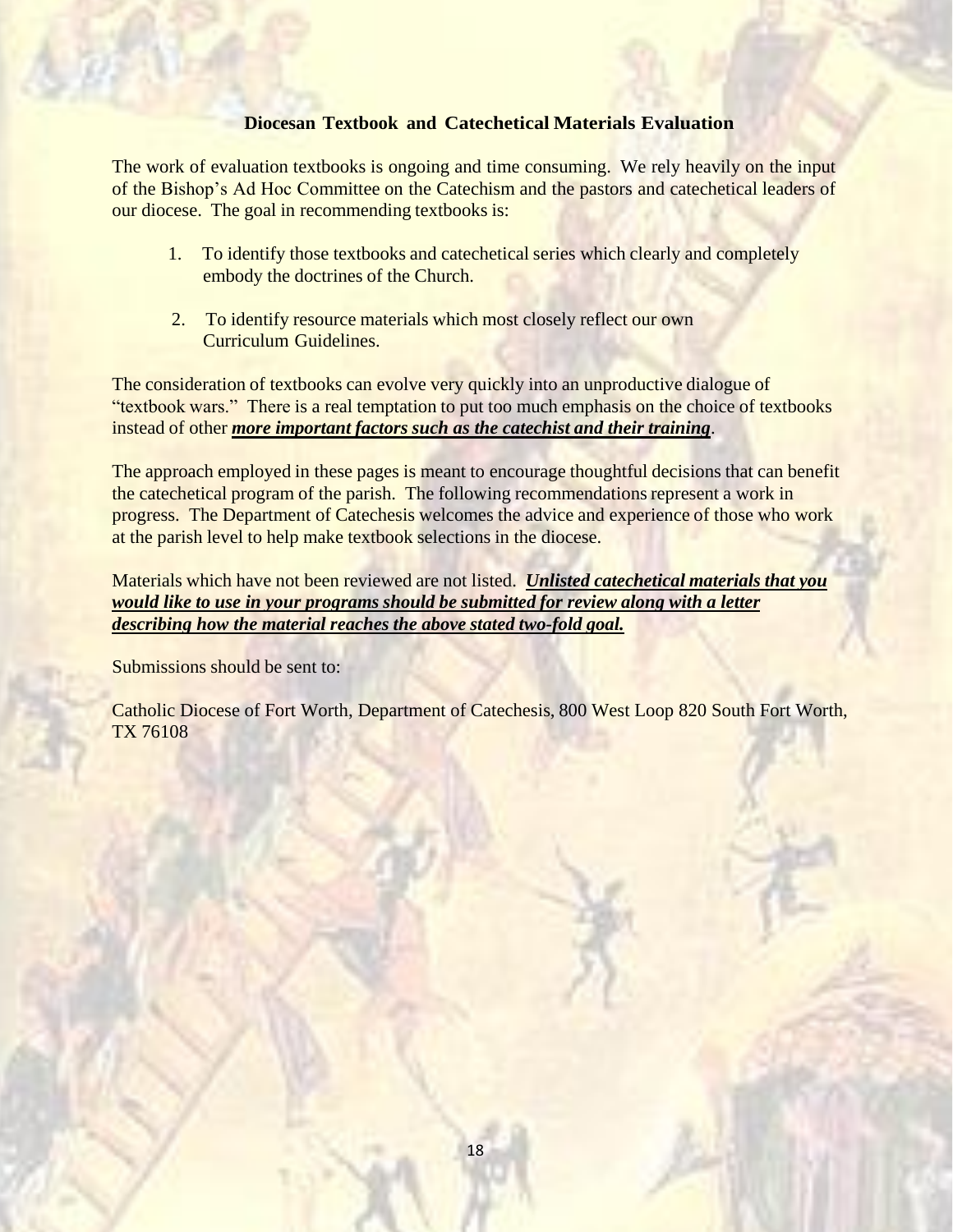## Diocesan Textbook and Catechetical Materials Evaluation

The work of evaluation textbooks is ongoing and time consuming. We rely heavily on the input of the Bishop's Ad Hoc Committee on the Catechism and the pastors and catechetical leaders of our diocese. The goal in recommending textbooks is:

1. To identify those textbooks and catechetical series which clearly and completely embody the doctrines of the Church.

2. To identify resource materials which most closely reflect our own Curriculum Guidelines.

The consideration of textbooks can evolve very quickly into an unproductive dialogue of "textbook wars." There is a real temptation to put too much emphasis on the choice of textbooks instead of other ***more important factors such as the catechist and their training***.

The approach employed in these pages is meant to encourage thoughtful decisions that can benefit the catechetical program of the parish. The following recommendations represent a work in progress. The Department of Catechesis welcomes the advice and experience of those who work at the parish level to help make textbook selections in the diocese.

Materials which have not been reviewed are not listed. ***Unlisted catechetical materials that you would like to use in your programs should be submitted for review along with a letter describing how the material reaches the above stated two-fold goal.***

Submissions should be sent to:

Catholic Diocese of Fort Worth, Department of Catechesis, 800 West Loop 820 South Fort Worth, TX 76108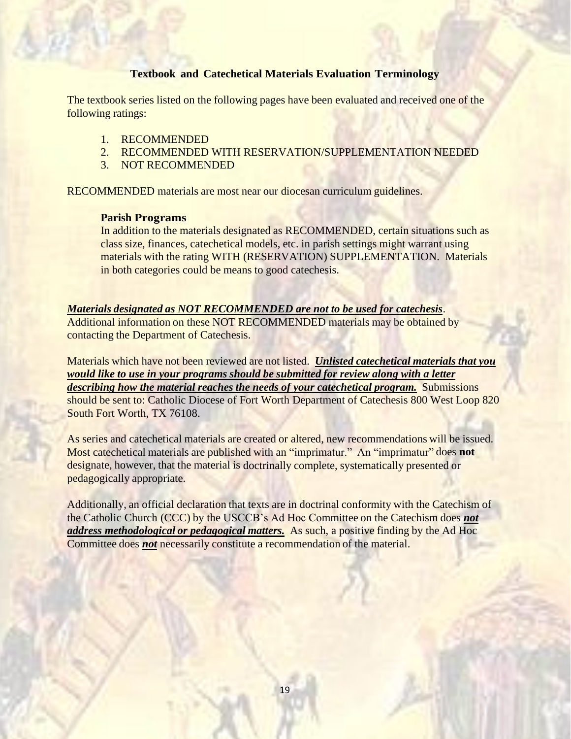## Textbook and Catechetical Materials Evaluation Terminology

The textbook series listed on the following pages have been evaluated and received one of the following ratings:

1. RECOMMENDED
2. RECOMMENDED WITH RESERVATION/SUPPLEMENTATION NEEDED
3. NOT RECOMMENDED

RECOMMENDED materials are most near our diocesan curriculum guidelines.

### Parish Programs

In addition to the materials designated as RECOMMENDED, certain situations such as class size, finances, catechetical models, etc. in parish settings might warrant using materials with the rating WITH (RESERVATION) SUPPLEMENTATION. Materials in both categories could be means to good catechesis.

***Materials designated as NOT RECOMMENDED are not to be used for catechesis***. Additional information on these NOT RECOMMENDED materials may be obtained by contacting the Department of Catechesis.

Materials which have not been reviewed are not listed. ***Unlisted catechetical materials that you would like to use in your programs should be submitted for review along with a letter describing how the material reaches the needs of your catechetical program.*** Submissions should be sent to: Catholic Diocese of Fort Worth Department of Catechesis 800 West Loop 820 South Fort Worth, TX 76108.

As series and catechetical materials are created or altered, new recommendations will be issued. Most catechetical materials are published with an "imprimatur." An "imprimatur" does **not** designate, however, that the material is doctrinally complete, systematically presented or pedagogically appropriate.

Additionally, an official declaration that texts are in doctrinal conformity with the Catechism of the Catholic Church (CCC) by the USCCB's Ad Hoc Committee on the Catechism does ***not address methodological or pedagogical matters.*** As such, a positive finding by the Ad Hoc Committee does ***not*** necessarily constitute a recommendation of the material.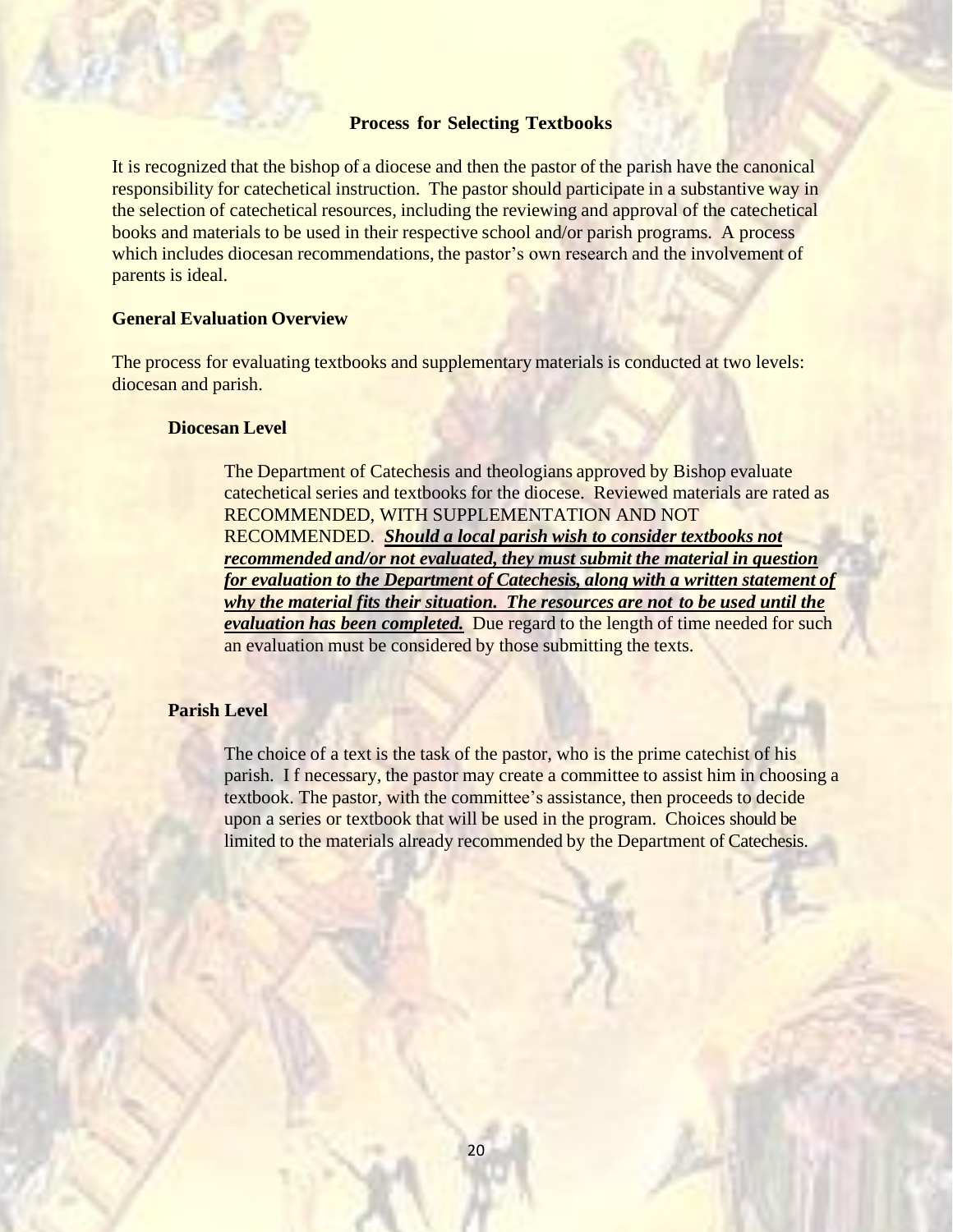## Process for Selecting Textbooks

It is recognized that the bishop of a diocese and then the pastor of the parish have the canonical responsibility for catechetical instruction. The pastor should participate in a substantive way in the selection of catechetical resources, including the reviewing and approval of the catechetical books and materials to be used in their respective school and/or parish programs. A process which includes diocesan recommendations, the pastor's own research and the involvement of parents is ideal.

### General Evaluation Overview

The process for evaluating textbooks and supplementary materials is conducted at two levels: diocesan and parish.

#### Diocesan Level

The Department of Catechesis and theologians approved by Bishop evaluate catechetical series and textbooks for the diocese. Reviewed materials are rated as RECOMMENDED, WITH SUPPLEMENTATION AND NOT RECOMMENDED. ***Should a local parish wish to consider textbooks not recommended and/or not evaluated, they must submit the material in question for evaluation to the Department of Catechesis, along with a written statement of why the material fits their situation. The resources are not to be used until the evaluation has been completed.*** Due regard to the length of time needed for such an evaluation must be considered by those submitting the texts.

#### Parish Level

The choice of a text is the task of the pastor, who is the prime catechist of his parish. I f necessary, the pastor may create a committee to assist him in choosing a textbook. The pastor, with the committee's assistance, then proceeds to decide upon a series or textbook that will be used in the program. Choices should be limited to the materials already recommended by the Department of Catechesis.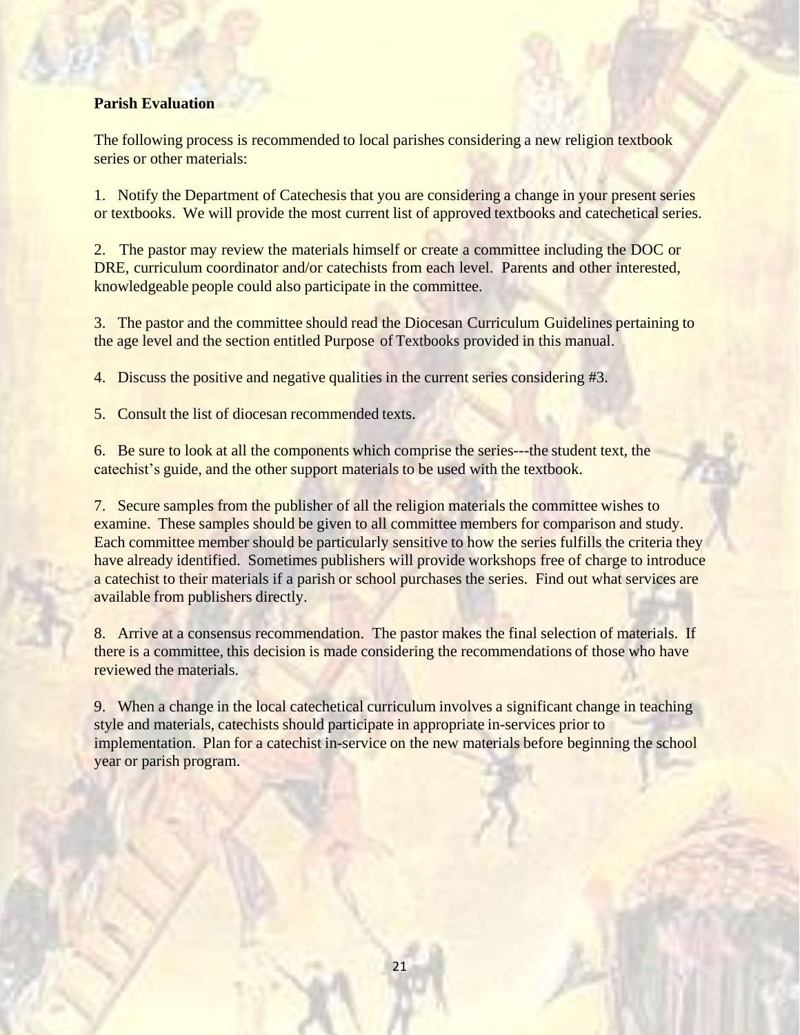**Parish Evaluation**

The following process is recommended to local parishes considering a new religion textbook series or other materials:

1. Notify the Department of Catechesis that you are considering a change in your present series or textbooks. We will provide the most current list of approved textbooks and catechetical series.

2. The pastor may review the materials himself or create a committee including the DOC or DRE, curriculum coordinator and/or catechists from each level. Parents and other interested, knowledgeable people could also participate in the committee.

3. The pastor and the committee should read the Diocesan Curriculum Guidelines pertaining to the age level and the section entitled Purpose of Textbooks provided in this manual.

4. Discuss the positive and negative qualities in the current series considering #3.

5. Consult the list of diocesan recommended texts.

6. Be sure to look at all the components which comprise the series---the student text, the catechist's guide, and the other support materials to be used with the textbook.

7. Secure samples from the publisher of all the religion materials the committee wishes to examine. These samples should be given to all committee members for comparison and study. Each committee member should be particularly sensitive to how the series fulfills the criteria they have already identified. Sometimes publishers will provide workshops free of charge to introduce a catechist to their materials if a parish or school purchases the series. Find out what services are available from publishers directly.

8. Arrive at a consensus recommendation. The pastor makes the final selection of materials. If there is a committee, this decision is made considering the recommendations of those who have reviewed the materials.

9. When a change in the local catechetical curriculum involves a significant change in teaching style and materials, catechists should participate in appropriate in-services prior to implementation. Plan for a catechist in-service on the new materials before beginning the school year or parish program.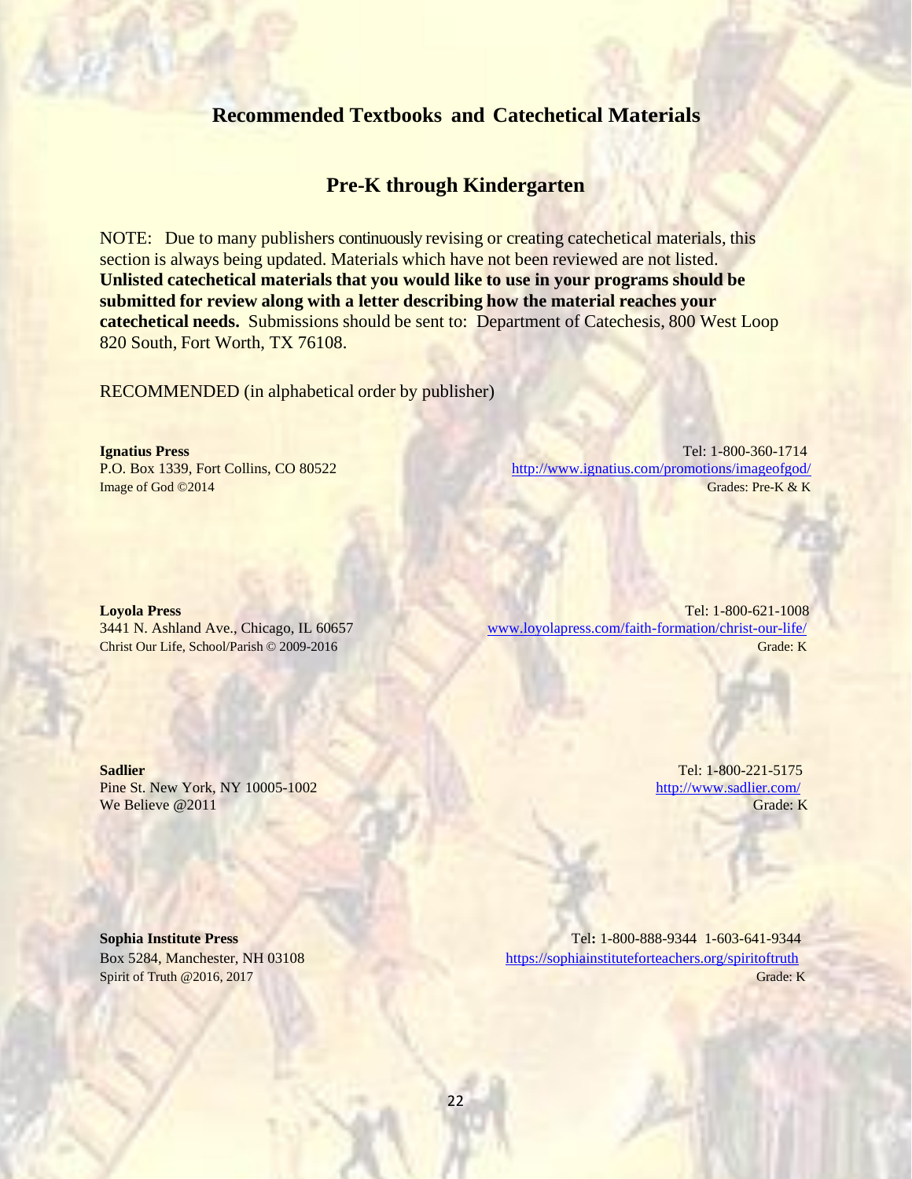## Recommended Textbooks and Catechetical Materials

### Pre-K through Kindergarten

NOTE: Due to many publishers continuously revising or creating catechetical materials, this section is always being updated. Materials which have not been reviewed are not listed. **Unlisted catechetical materials that you would like to use in your programs should be submitted for review along with a letter describing how the material reaches your catechetical needs.** Submissions should be sent to: Department of Catechesis, 800 West Loop 820 South, Fort Worth, TX 76108.

RECOMMENDED (in alphabetical order by publisher)

**Ignatius Press**
P.O. Box 1339, Fort Collins, CO 80522
Image of God ©2014
Tel: 1-800-360-1714
http://www.ignatius.com/promotions/imageofgod/
Grades: Pre-K & K

**Loyola Press**
3441 N. Ashland Ave., Chicago, IL 60657
Christ Our Life, School/Parish © 2009-2016
Tel: 1-800-621-1008
www.loyolapress.com/faith-formation/christ-our-life/
Grade: K

**Sadlier**
Pine St. New York, NY 10005-1002
We Believe @2011
Tel: 1-800-221-5175
http://www.sadlier.com/
Grade: K

**Sophia Institute Press**
Box 5284, Manchester, NH 03108
Spirit of Truth @2016, 2017
Tel: 1-800-888-9344 1-603-641-9344
https://sophiainstituteforteachers.org/spiritoftruth
Grade: K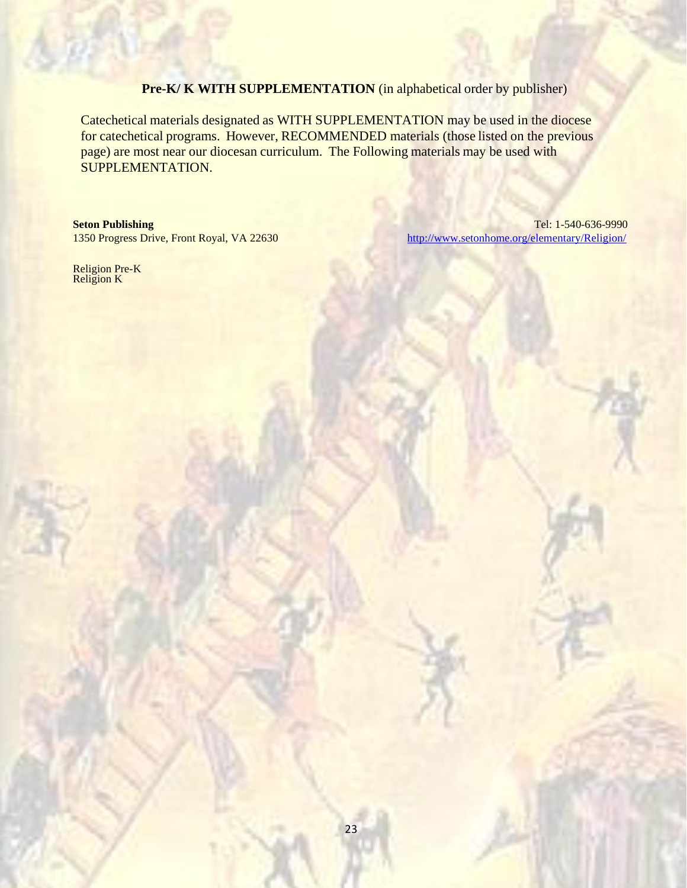## **Pre-K/ K WITH SUPPLEMENTATION** (in alphabetical order by publisher)

Catechetical materials designated as WITH SUPPLEMENTATION may be used in the diocese for catechetical programs. However, RECOMMENDED materials (those listed on the previous page) are most near our diocesan curriculum. The Following materials may be used with SUPPLEMENTATION.

**Seton Publishing**
1350 Progress Drive, Front Royal, VA 22630
Tel: 1-540-636-9990
http://www.setonhome.org/elementary/Religion/

Religion Pre-K
Religion K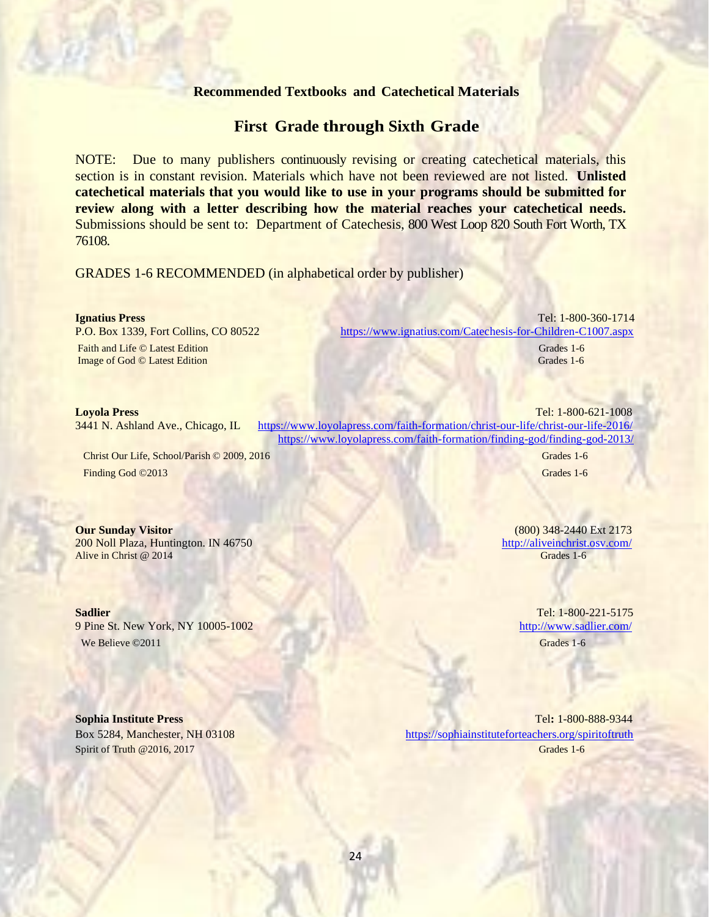**Recommended Textbooks and Catechetical Materials**

## First Grade through Sixth Grade

NOTE: Due to many publishers continuously revising or creating catechetical materials, this section is in constant revision. Materials which have not been reviewed are not listed. **Unlisted catechetical materials that you would like to use in your programs should be submitted for review along with a letter describing how the material reaches your catechetical needs.** Submissions should be sent to: Department of Catechesis, 800 West Loop 820 South Fort Worth, TX 76108.

GRADES 1-6 RECOMMENDED (in alphabetical order by publisher)

**Ignatius Press**
P.O. Box 1339, Fort Collins, CO 80522
Tel: 1-800-360-1714
https://www.ignatius.com/Catechesis-for-Children-C1007.aspx

Faith and Life © Latest Edition — Grades 1-6
Image of God © Latest Edition — Grades 1-6

**Loyola Press**
3441 N. Ashland Ave., Chicago, IL
Tel: 1-800-621-1008
https://www.loyolapress.com/faith-formation/christ-our-life/christ-our-life-2016/
https://www.loyolapress.com/faith-formation/finding-god/finding-god-2013/

Christ Our Life, School/Parish © 2009, 2016 — Grades 1-6
Finding God ©2013 — Grades 1-6

**Our Sunday Visitor**
200 Noll Plaza, Huntington. IN 46750
(800) 348-2440 Ext 2173
http://aliveinchrist.osv.com/

Alive in Christ @ 2014 — Grades 1-6

**Sadlier**
9 Pine St. New York, NY 10005-1002
Tel: 1-800-221-5175
http://www.sadlier.com/

We Believe ©2011 — Grades 1-6

**Sophia Institute Press**
Box 5284, Manchester, NH 03108
Tel**:** 1-800-888-9344
https://sophiainstituteforteachers.org/spiritoftruth

Spirit of Truth @2016, 2017 — Grades 1-6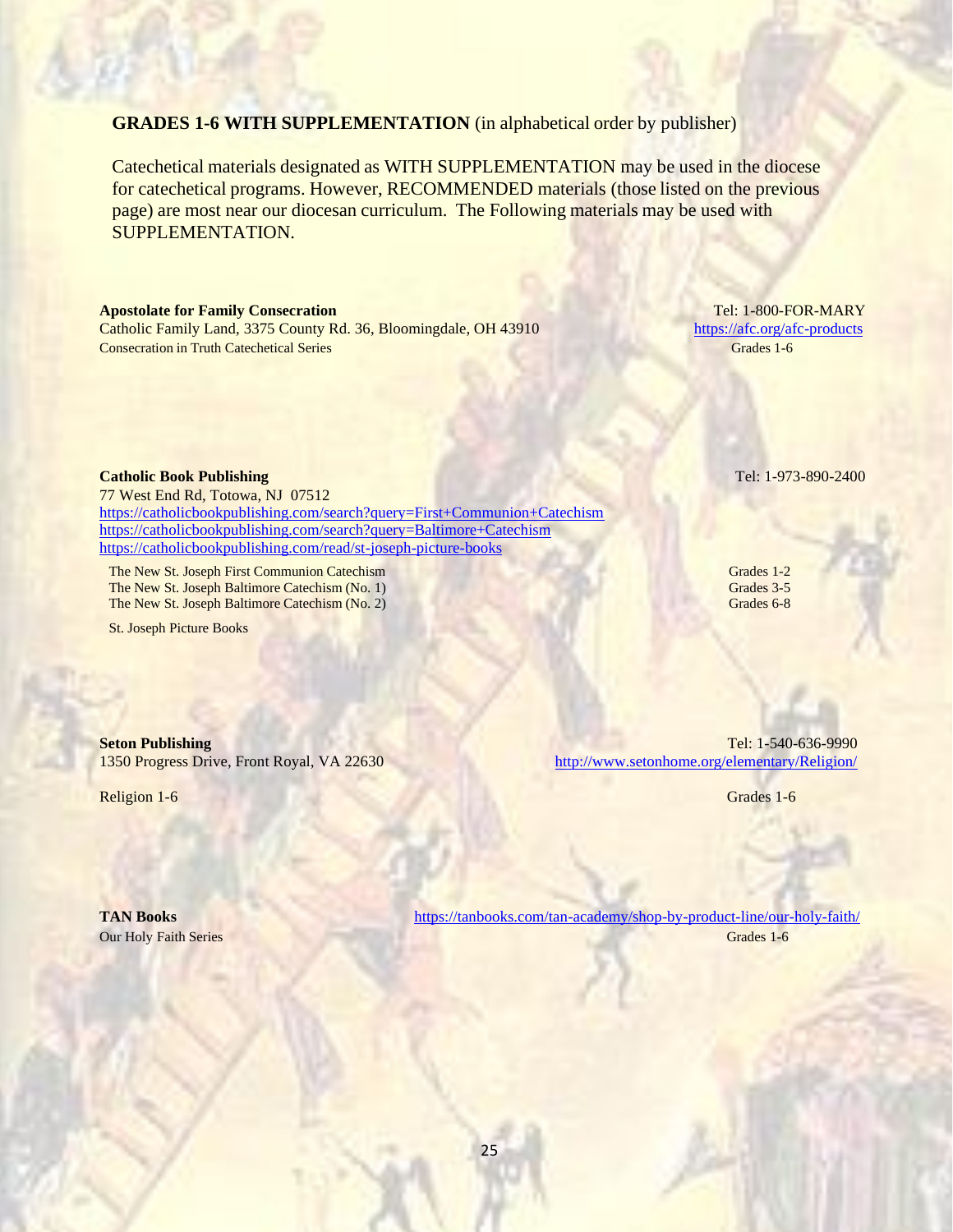**GRADES 1-6 WITH SUPPLEMENTATION** (in alphabetical order by publisher)

Catechetical materials designated as WITH SUPPLEMENTATION may be used in the diocese for catechetical programs. However, RECOMMENDED materials (those listed on the previous page) are most near our diocesan curriculum. The Following materials may be used with SUPPLEMENTATION.

**Apostolate for Family Consecration** Tel: 1-800-FOR-MARY
Catholic Family Land, 3375 County Rd. 36, Bloomingdale, OH 43910 https://afc.org/afc-products
Consecration in Truth Catechetical Series Grades 1-6

**Catholic Book Publishing** Tel: 1-973-890-2400
77 West End Rd, Totowa, NJ 07512
https://catholicbookpublishing.com/search?query=First+Communion+Catechism
https://catholicbookpublishing.com/search?query=Baltimore+Catechism
https://catholicbookpublishing.com/read/st-joseph-picture-books

The New St. Joseph First Communion Catechism Grades 1-2
The New St. Joseph Baltimore Catechism (No. 1) Grades 3-5
The New St. Joseph Baltimore Catechism (No. 2) Grades 6-8

St. Joseph Picture Books

**Seton Publishing** Tel: 1-540-636-9990
1350 Progress Drive, Front Royal, VA 22630 http://www.setonhome.org/elementary/Religion/

Religion 1-6 Grades 1-6

**TAN Books** https://tanbooks.com/tan-academy/shop-by-product-line/our-holy-faith/
Our Holy Faith Series Grades 1-6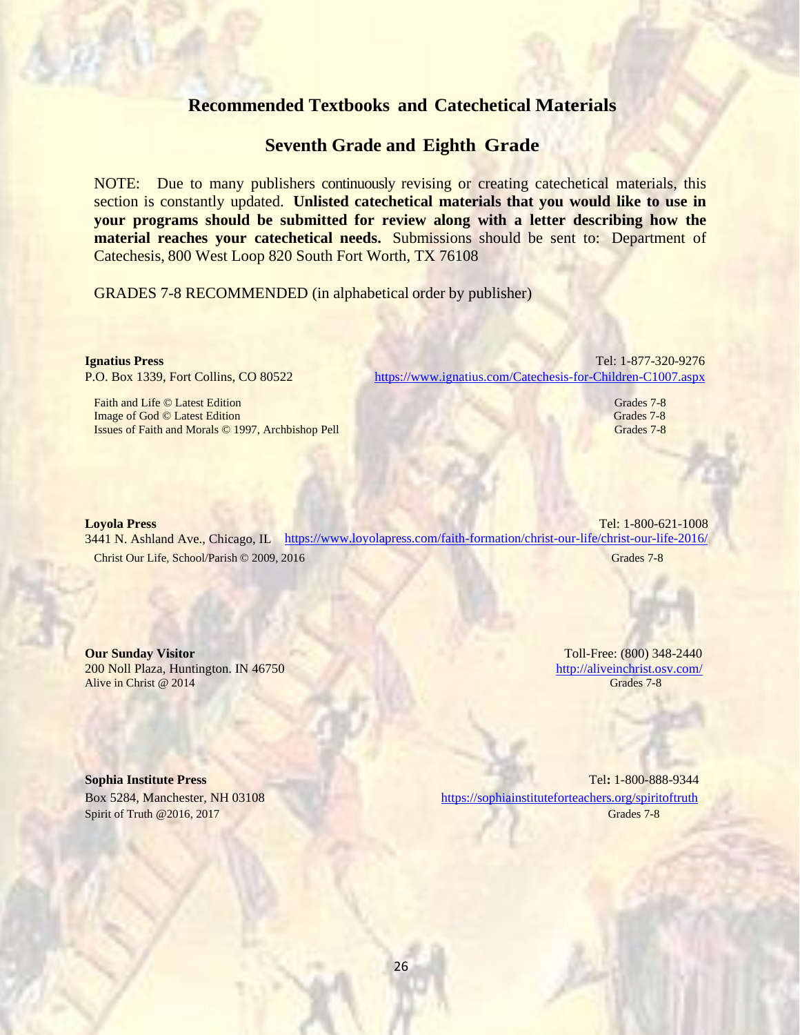## Recommended Textbooks and Catechetical Materials

## Seventh Grade and Eighth Grade

NOTE: Due to many publishers continuously revising or creating catechetical materials, this section is constantly updated. **Unlisted catechetical materials that you would like to use in your programs should be submitted for review along with a letter describing how the material reaches your catechetical needs.** Submissions should be sent to: Department of Catechesis, 800 West Loop 820 South Fort Worth, TX 76108

GRADES 7-8 RECOMMENDED (in alphabetical order by publisher)

**Ignatius Press**
P.O. Box 1339, Fort Collins, CO 80522
Tel: 1-877-320-9276
https://www.ignatius.com/Catechesis-for-Children-C1007.aspx

| Title | Grades |
| --- | --- |
| Faith and Life © Latest Edition | Grades 7-8 |
| Image of God © Latest Edition | Grades 7-8 |
| Issues of Faith and Morals © 1997, Archbishop Pell | Grades 7-8 |

**Loyola Press**
3441 N. Ashland Ave., Chicago, IL
Tel: 1-800-621-1008
https://www.loyolapress.com/faith-formation/christ-our-life/christ-our-life-2016/

| Title | Grades |
| --- | --- |
| Christ Our Life, School/Parish © 2009, 2016 | Grades 7-8 |

**Our Sunday Visitor**
200 Noll Plaza, Huntington. IN 46750
Toll-Free: (800) 348-2440
http://aliveinchrist.osv.com/

| Title | Grades |
| --- | --- |
| Alive in Christ @ 2014 | Grades 7-8 |

**Sophia Institute Press**
Box 5284, Manchester, NH 03108
Tel: 1-800-888-9344
https://sophiainstituteforteachers.org/spiritoftruth

| Title | Grades |
| --- | --- |
| Spirit of Truth @2016, 2017 | Grades 7-8 |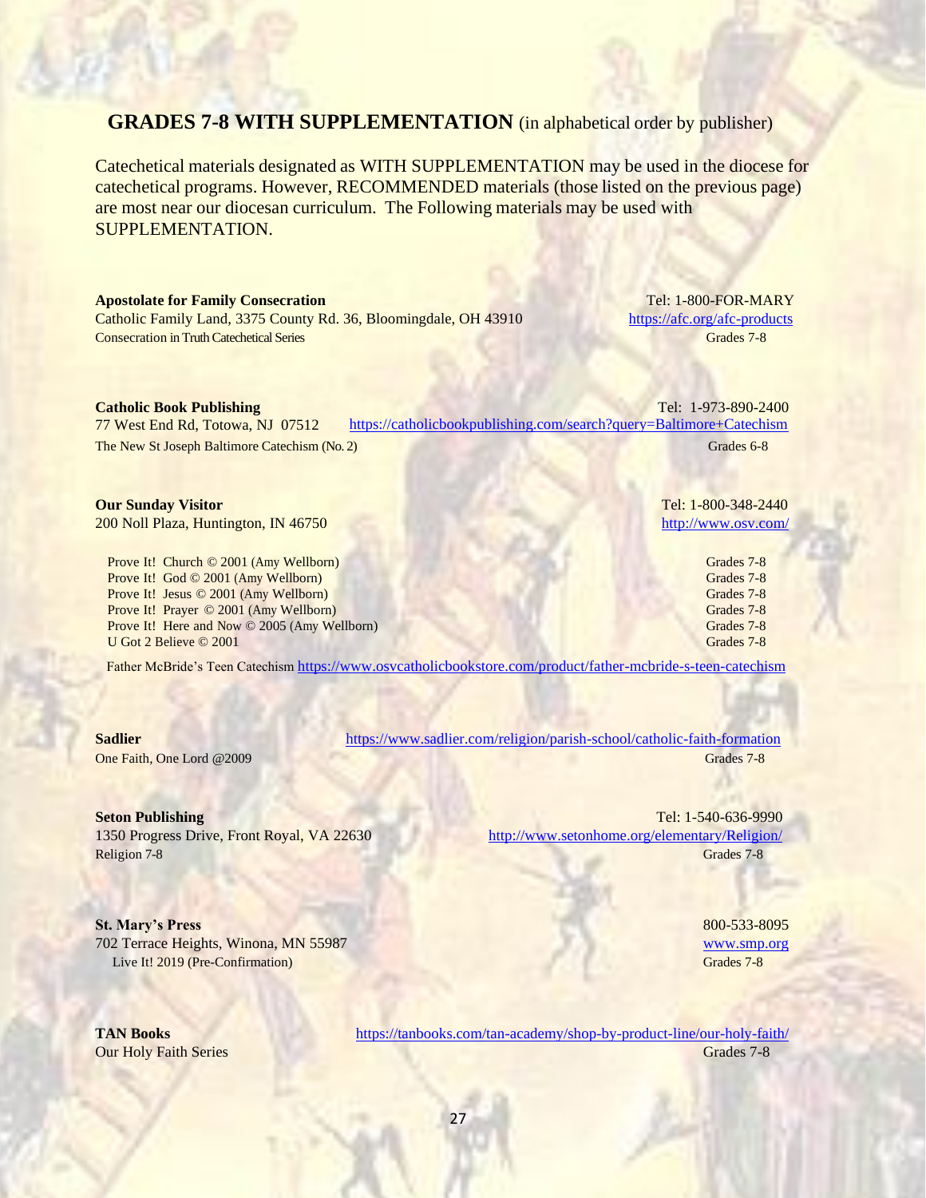## GRADES 7-8 WITH SUPPLEMENTATION (in alphabetical order by publisher)

Catechetical materials designated as WITH SUPPLEMENTATION may be used in the diocese for catechetical programs. However, RECOMMENDED materials (those listed on the previous page) are most near our diocesan curriculum. The Following materials may be used with SUPPLEMENTATION.

**Apostolate for Family Consecration** — Tel: 1-800-FOR-MARY
Catholic Family Land, 3375 County Rd. 36, Bloomingdale, OH 43910 — https://afc.org/afc-products
Consecration in Truth Catechetical Series — Grades 7-8

**Catholic Book Publishing** — Tel: 1-973-890-2400
77 West End Rd, Totowa, NJ 07512 — https://catholicbookpublishing.com/search?query=Baltimore+Catechism
The New St Joseph Baltimore Catechism (No. 2) — Grades 6-8

**Our Sunday Visitor** — Tel: 1-800-348-2440
200 Noll Plaza, Huntington, IN 46750 — http://www.osv.com/

- Prove It! Church © 2001 (Amy Wellborn) — Grades 7-8
- Prove It! God © 2001 (Amy Wellborn) — Grades 7-8
- Prove It! Jesus © 2001 (Amy Wellborn) — Grades 7-8
- Prove It! Prayer © 2001 (Amy Wellborn) — Grades 7-8
- Prove It! Here and Now © 2005 (Amy Wellborn) — Grades 7-8
- U Got 2 Believe © 2001 — Grades 7-8

Father McBride's Teen Catechism https://www.osvcatholicbookstore.com/product/father-mcbride-s-teen-catechism

**Sadlier** — https://www.sadlier.com/religion/parish-school/catholic-faith-formation
One Faith, One Lord @2009 — Grades 7-8

**Seton Publishing** — Tel: 1-540-636-9990
1350 Progress Drive, Front Royal, VA 22630 — http://www.setonhome.org/elementary/Religion/
Religion 7-8 — Grades 7-8

**St. Mary's Press** — 800-533-8095
702 Terrace Heights, Winona, MN 55987 — www.smp.org
Live It! 2019 (Pre-Confirmation) — Grades 7-8

**TAN Books** — https://tanbooks.com/tan-academy/shop-by-product-line/our-holy-faith/
Our Holy Faith Series — Grades 7-8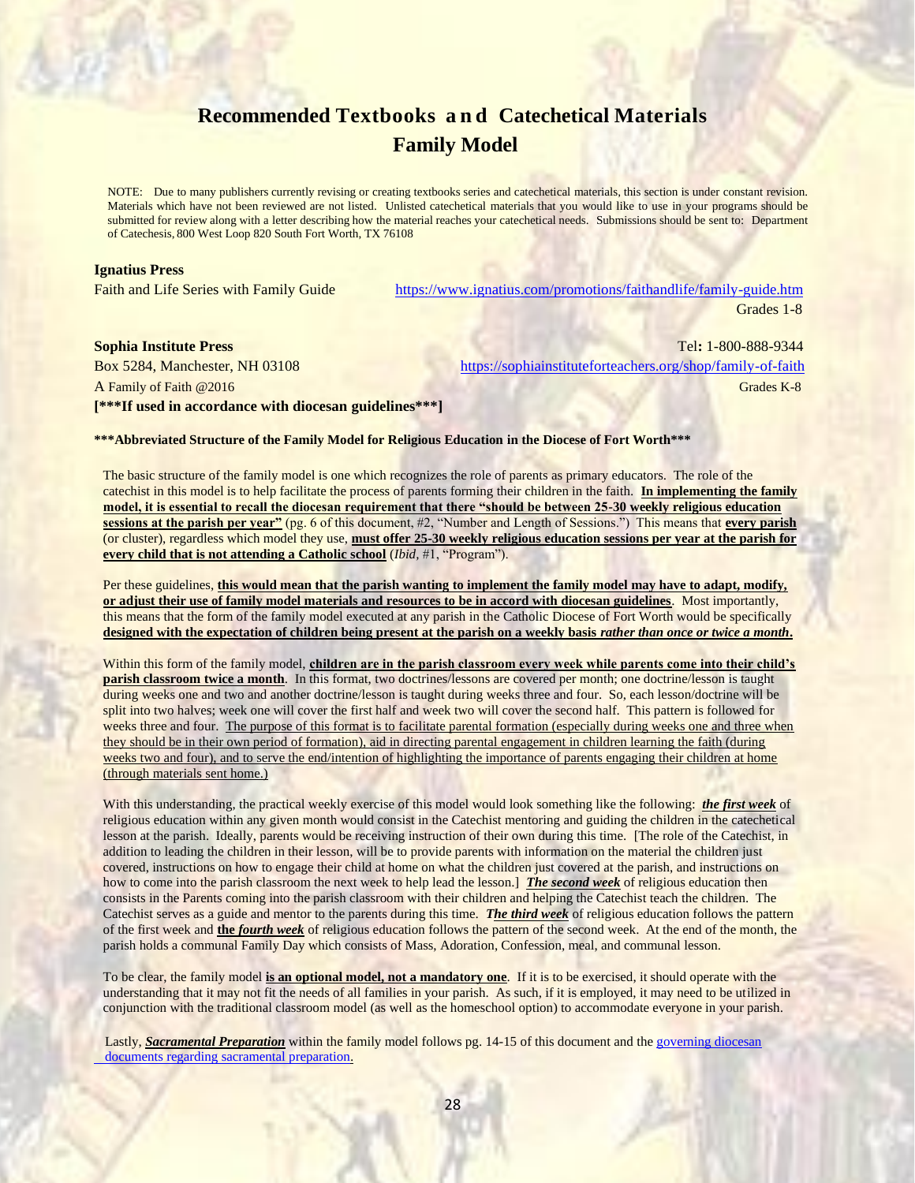# Recommended Textbooks and Catechetical Materials
## Family Model

NOTE: Due to many publishers currently revising or creating textbooks series and catechetical materials, this section is under constant revision. Materials which have not been reviewed are not listed. Unlisted catechetical materials that you would like to use in your programs should be submitted for review along with a letter describing how the material reaches your catechetical needs. Submissions should be sent to: Department of Catechesis, 800 West Loop 820 South Fort Worth, TX 76108

**Ignatius Press**
Faith and Life Series with Family Guide — https://www.ignatius.com/promotions/faithandlife/family-guide.htm
Grades 1-8

**Sophia Institute Press** — Tel**:** 1-800-888-9344
Box 5284, Manchester, NH 03108 — https://sophiainstituteforteachers.org/shop/family-of-faith
A Family of Faith @2016 — Grades K-8
**[***If used in accordance with diocesan guidelines***]**

**\*\*\*Abbreviated Structure of the Family Model for Religious Education in the Diocese of Fort Worth\*\*\***

The basic structure of the family model is one which recognizes the role of parents as primary educators. The role of the catechist in this model is to help facilitate the process of parents forming their children in the faith. **In implementing the family model, it is essential to recall the diocesan requirement that there "should be between 25-30 weekly religious education sessions at the parish per year"** (pg. 6 of this document, #2, "Number and Length of Sessions.") This means that **every parish** (or cluster), regardless which model they use, **must offer 25-30 weekly religious education sessions per year at the parish for every child that is not attending a Catholic school** (*Ibid*, #1, "Program").

Per these guidelines, **this would mean that the parish wanting to implement the family model may have to adapt, modify, or adjust their use of family model materials and resources to be in accord with diocesan guidelines**. Most importantly, this means that the form of the family model executed at any parish in the Catholic Diocese of Fort Worth would be specifically **designed with the expectation of children being present at the parish on a weekly basis *rather than once or twice a month*.**

Within this form of the family model, **children are in the parish classroom every week while parents come into their child's parish classroom twice a month**. In this format, two doctrines/lessons are covered per month; one doctrine/lesson is taught during weeks one and two and another doctrine/lesson is taught during weeks three and four. So, each lesson/doctrine will be split into two halves; week one will cover the first half and week two will cover the second half. This pattern is followed for weeks three and four. The purpose of this format is to facilitate parental formation (especially during weeks one and three when they should be in their own period of formation), aid in directing parental engagement in children learning the faith (during weeks two and four), and to serve the end/intention of highlighting the importance of parents engaging their children at home (through materials sent home.)

With this understanding, the practical weekly exercise of this model would look something like the following: ***the first week*** of religious education within any given month would consist in the Catechist mentoring and guiding the children in the catechetical lesson at the parish. Ideally, parents would be receiving instruction of their own during this time. [The role of the Catechist, in addition to leading the children in their lesson, will be to provide parents with information on the material the children just covered, instructions on how to engage their child at home on what the children just covered at the parish, and instructions on how to come into the parish classroom the next week to help lead the lesson.] ***The second week*** of religious education then consists in the Parents coming into the parish classroom with their children and helping the Catechist teach the children. The Catechist serves as a guide and mentor to the parents during this time. ***The third week*** of religious education follows the pattern of the first week and **the *fourth week*** of religious education follows the pattern of the second week. At the end of the month, the parish holds a communal Family Day which consists of Mass, Adoration, Confession, meal, and communal lesson.

To be clear, the family model **is an optional model, not a mandatory one**. If it is to be exercised, it should operate with the understanding that it may not fit the needs of all families in your parish. As such, if it is employed, it may need to be utilized in conjunction with the traditional classroom model (as well as the homeschool option) to accommodate everyone in your parish.

Lastly, ***Sacramental Preparation*** within the family model follows pg. 14-15 of this document and the governing diocesan documents regarding sacramental preparation.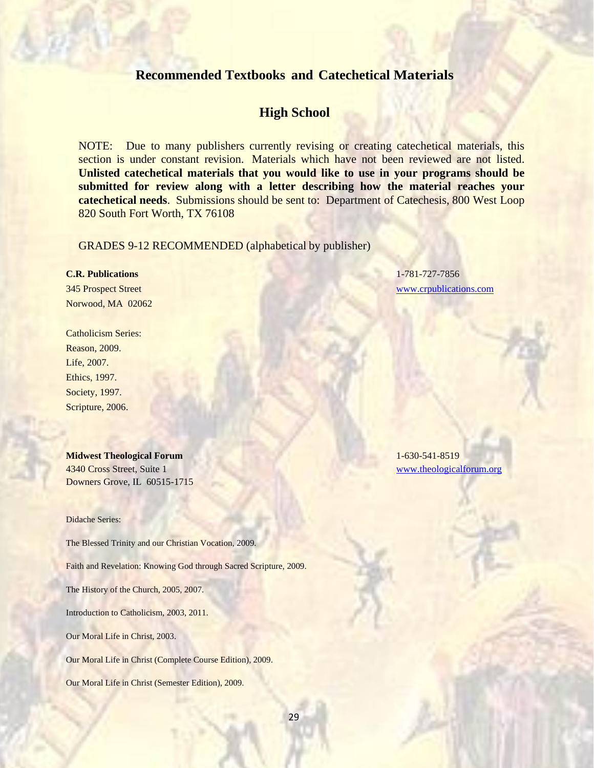## Recommended Textbooks and Catechetical Materials

## High School

NOTE: Due to many publishers currently revising or creating catechetical materials, this section is under constant revision. Materials which have not been reviewed are not listed. **Unlisted catechetical materials that you would like to use in your programs should be submitted for review along with a letter describing how the material reaches your catechetical needs**. Submissions should be sent to: Department of Catechesis, 800 West Loop 820 South Fort Worth, TX 76108

GRADES 9-12 RECOMMENDED (alphabetical by publisher)

**C.R. Publications**
345 Prospect Street
Norwood, MA 02062
1-781-727-7856
www.crpublications.com

Catholicism Series:
Reason, 2009.
Life, 2007.
Ethics, 1997.
Society, 1997.
Scripture, 2006.

**Midwest Theological Forum**
4340 Cross Street, Suite 1
Downers Grove, IL 60515-1715
1-630-541-8519
www.theologicalforum.org

Didache Series:

The Blessed Trinity and our Christian Vocation, 2009.

Faith and Revelation: Knowing God through Sacred Scripture, 2009.

The History of the Church, 2005, 2007.

Introduction to Catholicism, 2003, 2011.

Our Moral Life in Christ, 2003.

Our Moral Life in Christ (Complete Course Edition), 2009.

Our Moral Life in Christ (Semester Edition), 2009.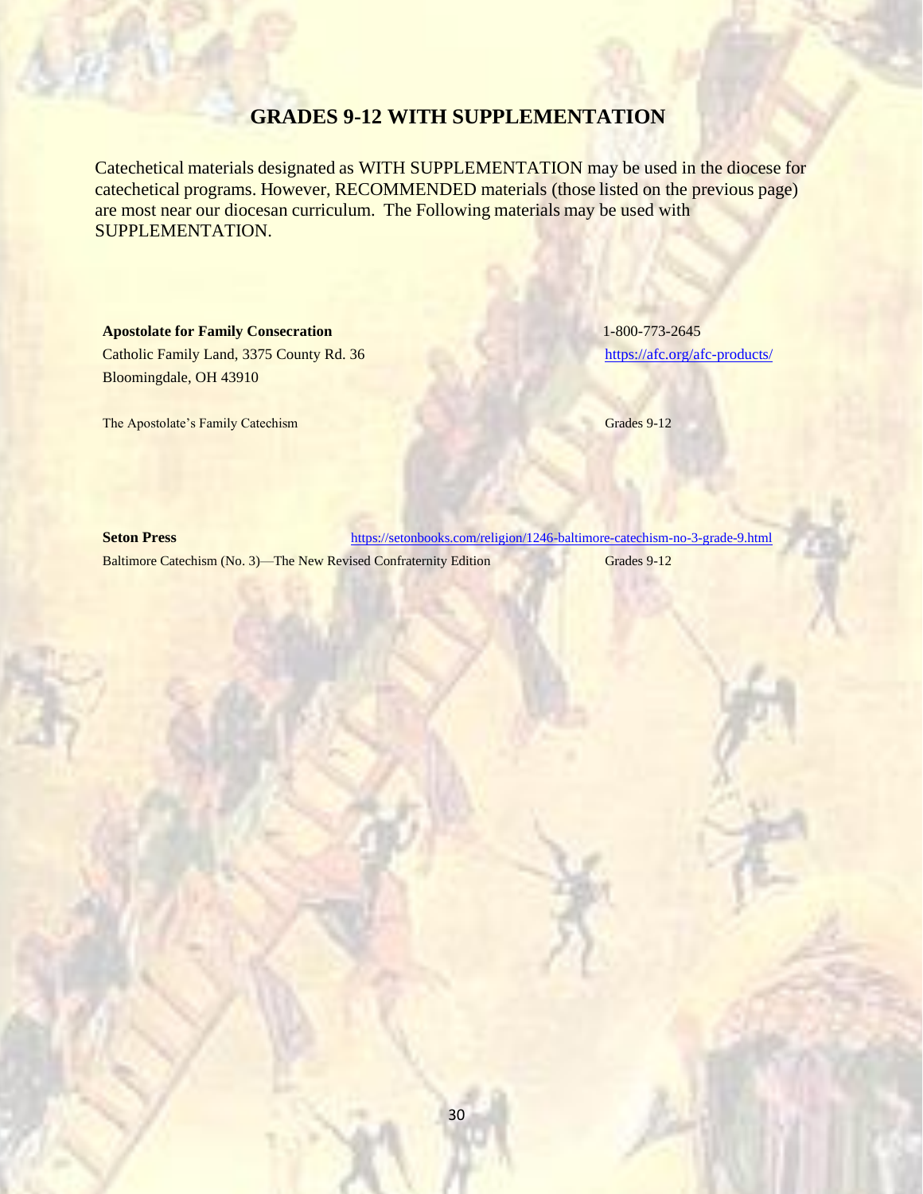## GRADES 9-12 WITH SUPPLEMENTATION

Catechetical materials designated as WITH SUPPLEMENTATION may be used in the diocese for catechetical programs. However, RECOMMENDED materials (those listed on the previous page) are most near our diocesan curriculum. The Following materials may be used with SUPPLEMENTATION.

**Apostolate for Family Consecration**
Catholic Family Land, 3375 County Rd. 36
Bloomingdale, OH 43910

1-800-773-2645
https://afc.org/afc-products/

The Apostolate's Family Catechism — Grades 9-12

**Seton Press** — https://setonbooks.com/religion/1246-baltimore-catechism-no-3-grade-9.html

Baltimore Catechism (No. 3)—The New Revised Confraternity Edition — Grades 9-12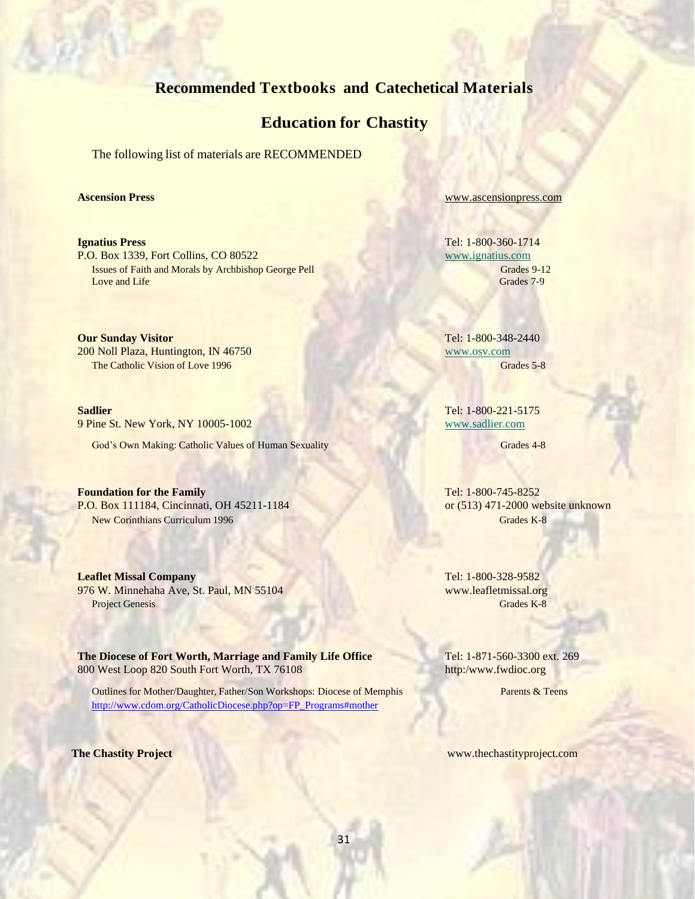# Recommended Textbooks and Catechetical Materials

## Education for Chastity

The following list of materials are RECOMMENDED

**Ascension Press**
www.ascensionpress.com

**Ignatius Press**
P.O. Box 1339, Fort Collins, CO 80522
Tel: 1-800-360-1714
www.ignatius.com

- Issues of Faith and Morals by Archbishop George Pell — Grades 9-12
- Love and Life — Grades 7-9

**Our Sunday Visitor**
200 Noll Plaza, Huntington, IN 46750
Tel: 1-800-348-2440
www.osv.com

- The Catholic Vision of Love 1996 — Grades 5-8

**Sadlier**
9 Pine St. New York, NY 10005-1002
Tel: 1-800-221-5175
www.sadlier.com

- God's Own Making: Catholic Values of Human Sexuality — Grades 4-8

**Foundation for the Family**
P.O. Box 111184, Cincinnati, OH 45211-1184
Tel: 1-800-745-8252
or (513) 471-2000 website unknown

- New Corinthians Curriculum 1996 — Grades K-8

**Leaflet Missal Company**
976 W. Minnehaha Ave, St. Paul, MN 55104
Tel: 1-800-328-9582
www.leafletmissal.org

- Project Genesis — Grades K-8

**The Diocese of Fort Worth, Marriage and Family Life Office**
800 West Loop 820 South Fort Worth, TX 76108
Tel: 1-871-560-3300 ext. 269
http:/www.fwdioc.org

- Outlines for Mother/Daughter, Father/Son Workshops: Diocese of Memphis — Parents & Teens
  http://www.cdom.org/CatholicDiocese.php?op=FP_Programs#mother

**The Chastity Project**
www.thechastityproject.com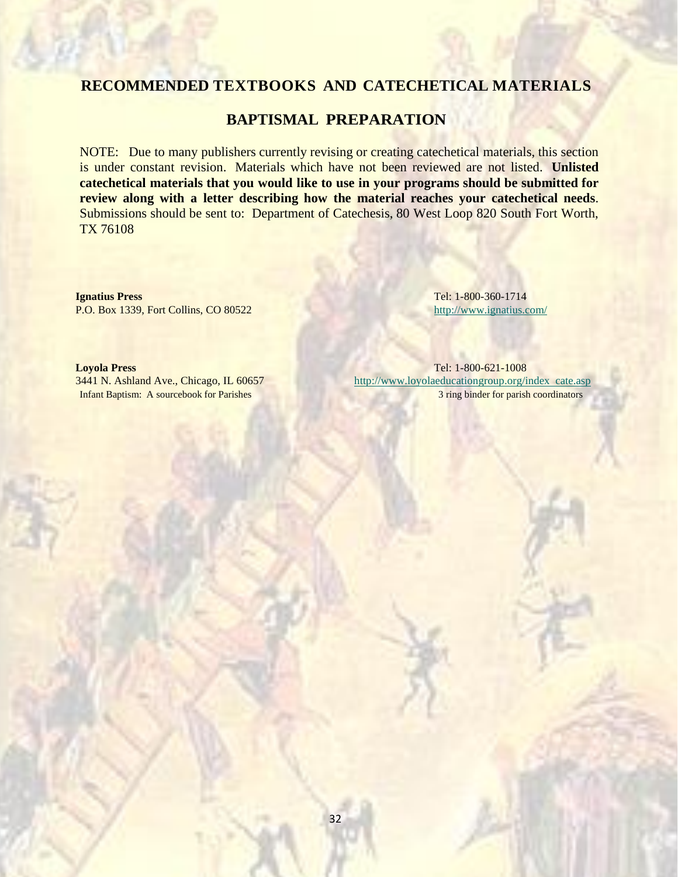## RECOMMENDED TEXTBOOKS AND CATECHETICAL MATERIALS

## BAPTISMAL PREPARATION

NOTE: Due to many publishers currently revising or creating catechetical materials, this section is under constant revision. Materials which have not been reviewed are not listed. **Unlisted catechetical materials that you would like to use in your programs should be submitted for review along with a letter describing how the material reaches your catechetical needs**. Submissions should be sent to: Department of Catechesis, 80 West Loop 820 South Fort Worth, TX 76108

**Ignatius Press**
P.O. Box 1339, Fort Collins, CO 80522
Tel: 1-800-360-1714
http://www.ignatius.com/

**Loyola Press**
3441 N. Ashland Ave., Chicago, IL 60657
Tel: 1-800-621-1008
http://www.loyolaeducationgroup.org/index_cate.asp
Infant Baptism: A sourcebook for Parishes — 3 ring binder for parish coordinators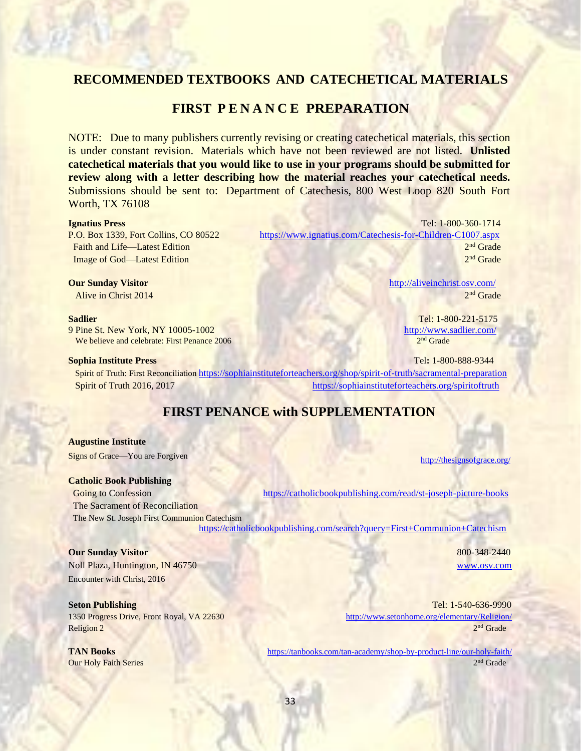# RECOMMENDED TEXTBOOKS AND CATECHETICAL MATERIALS

## FIRST PENANCE PREPARATION

NOTE: Due to many publishers currently revising or creating catechetical materials, this section is under constant revision. Materials which have not been reviewed are not listed. **Unlisted catechetical materials that you would like to use in your programs should be submitted for review along with a letter describing how the material reaches your catechetical needs.** Submissions should be sent to: Department of Catechesis, 800 West Loop 820 South Fort Worth, TX 76108

**Ignatius Press**
Tel: 1-800-360-1714
P.O. Box 1339, Fort Collins, CO 80522
https://www.ignatius.com/Catechesis-for-Children-C1007.aspx

Faith and Life—Latest Edition — 2nd Grade
Image of God—Latest Edition — 2nd Grade

**Our Sunday Visitor**
http://aliveinchrist.osv.com/

Alive in Christ 2014 — 2nd Grade

**Sadlier**
Tel: 1-800-221-5175
9 Pine St. New York, NY 10005-1002
http://www.sadlier.com/

We believe and celebrate: First Penance 2006 — 2nd Grade

**Sophia Institute Press**
Tel: 1-800-888-9344

Spirit of Truth: First Reconciliation https://sophiainstituteforteachers.org/shop/spirit-of-truth/sacramental-preparation
Spirit of Truth 2016, 2017 https://sophiainstituteforteachers.org/spiritoftruth

## FIRST PENANCE with SUPPLEMENTATION

**Augustine Institute**
Signs of Grace—You are Forgiven
http://thesignsofgrace.org/

**Catholic Book Publishing**
Going to Confession https://catholicbookpublishing.com/read/st-joseph-picture-books
The Sacrament of Reconciliation
The New St. Joseph First Communion Catechism
https://catholicbookpublishing.com/search?query=First+Communion+Catechism

**Our Sunday Visitor**
800-348-2440
Noll Plaza, Huntington, IN 46750
www.osv.com
Encounter with Christ, 2016

**Seton Publishing**
Tel: 1-540-636-9990
1350 Progress Drive, Front Royal, VA 22630
http://www.setonhome.org/elementary/Religion/
Religion 2 — 2nd Grade

**TAN Books**
https://tanbooks.com/tan-academy/shop-by-product-line/our-holy-faith/
Our Holy Faith Series — 2nd Grade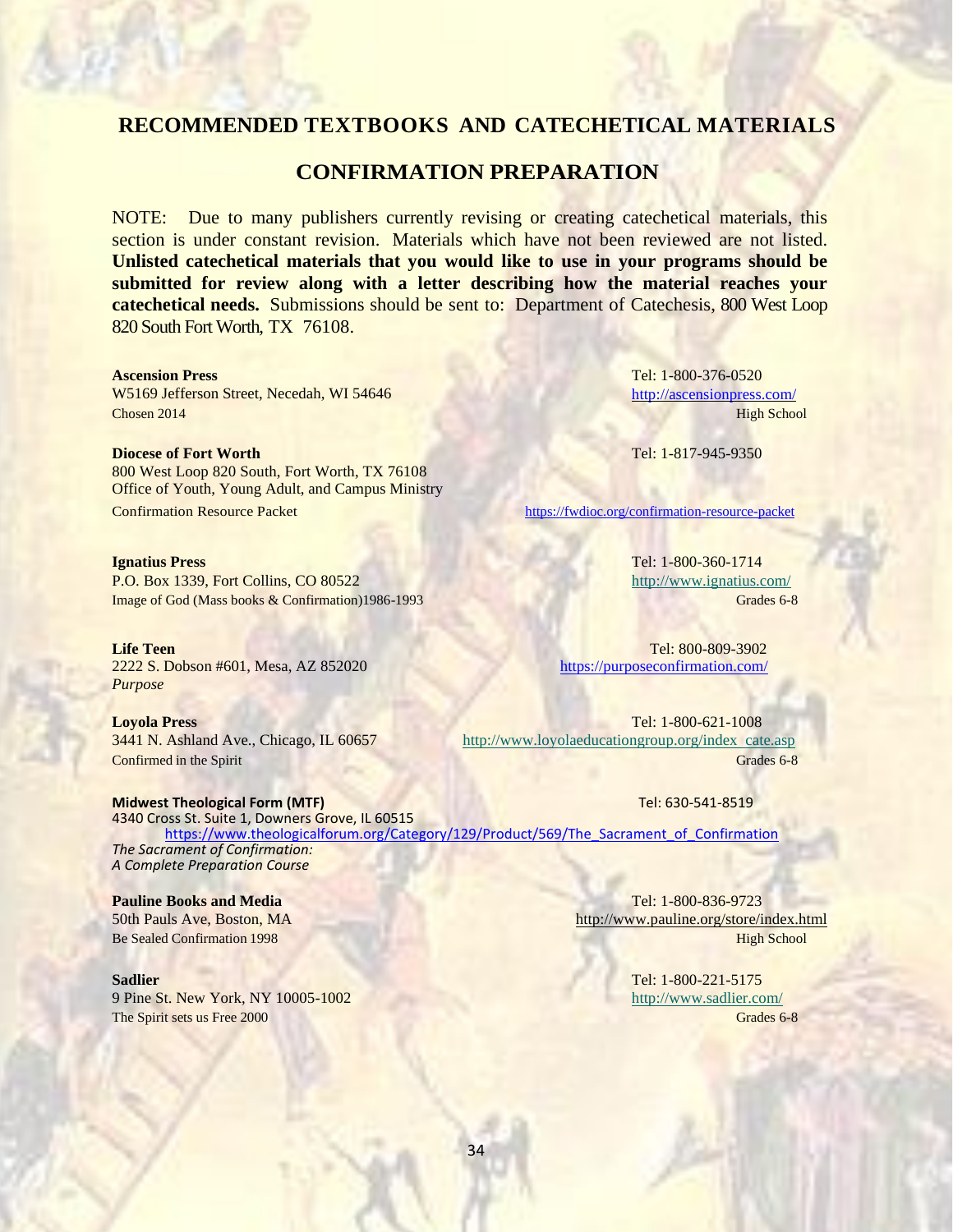# RECOMMENDED TEXTBOOKS AND CATECHETICAL MATERIALS

## CONFIRMATION PREPARATION

NOTE: Due to many publishers currently revising or creating catechetical materials, this section is under constant revision. Materials which have not been reviewed are not listed. **Unlisted catechetical materials that you would like to use in your programs should be submitted for review along with a letter describing how the material reaches your catechetical needs.** Submissions should be sent to: Department of Catechesis, 800 West Loop 820 South Fort Worth, TX 76108.

**Ascension Press**
W5169 Jefferson Street, Necedah, WI 54646
Tel: 1-800-376-0520
http://ascensionpress.com/
Chosen 2014 — High School

**Diocese of Fort Worth**
800 West Loop 820 South, Fort Worth, TX 76108
Office of Youth, Young Adult, and Campus Ministry
Tel: 1-817-945-9350
Confirmation Resource Packet — https://fwdioc.org/confirmation-resource-packet

**Ignatius Press**
P.O. Box 1339, Fort Collins, CO 80522
Tel: 1-800-360-1714
http://www.ignatius.com/
Image of God (Mass books & Confirmation)1986-1993 — Grades 6-8

**Life Teen**
2222 S. Dobson #601, Mesa, AZ 852020
Tel: 800-809-3902
https://purposeconfirmation.com/
*Purpose*

**Loyola Press**
3441 N. Ashland Ave., Chicago, IL 60657
Tel: 1-800-621-1008
http://www.loyolaeducationgroup.org/index_cate.asp
Confirmed in the Spirit — Grades 6-8

**Midwest Theological Form (MTF)**
4340 Cross St. Suite 1, Downers Grove, IL 60515
Tel: 630-541-8519
https://www.theologicalforum.org/Category/129/Product/569/The_Sacrament_of_Confirmation
*The Sacrament of Confirmation:*
*A Complete Preparation Course*

**Pauline Books and Media**
50th Pauls Ave, Boston, MA
Tel: 1-800-836-9723
http://www.pauline.org/store/index.html
Be Sealed Confirmation 1998 — High School

**Sadlier**
9 Pine St. New York, NY 10005-1002
Tel: 1-800-221-5175
http://www.sadlier.com/
The Spirit sets us Free 2000 — Grades 6-8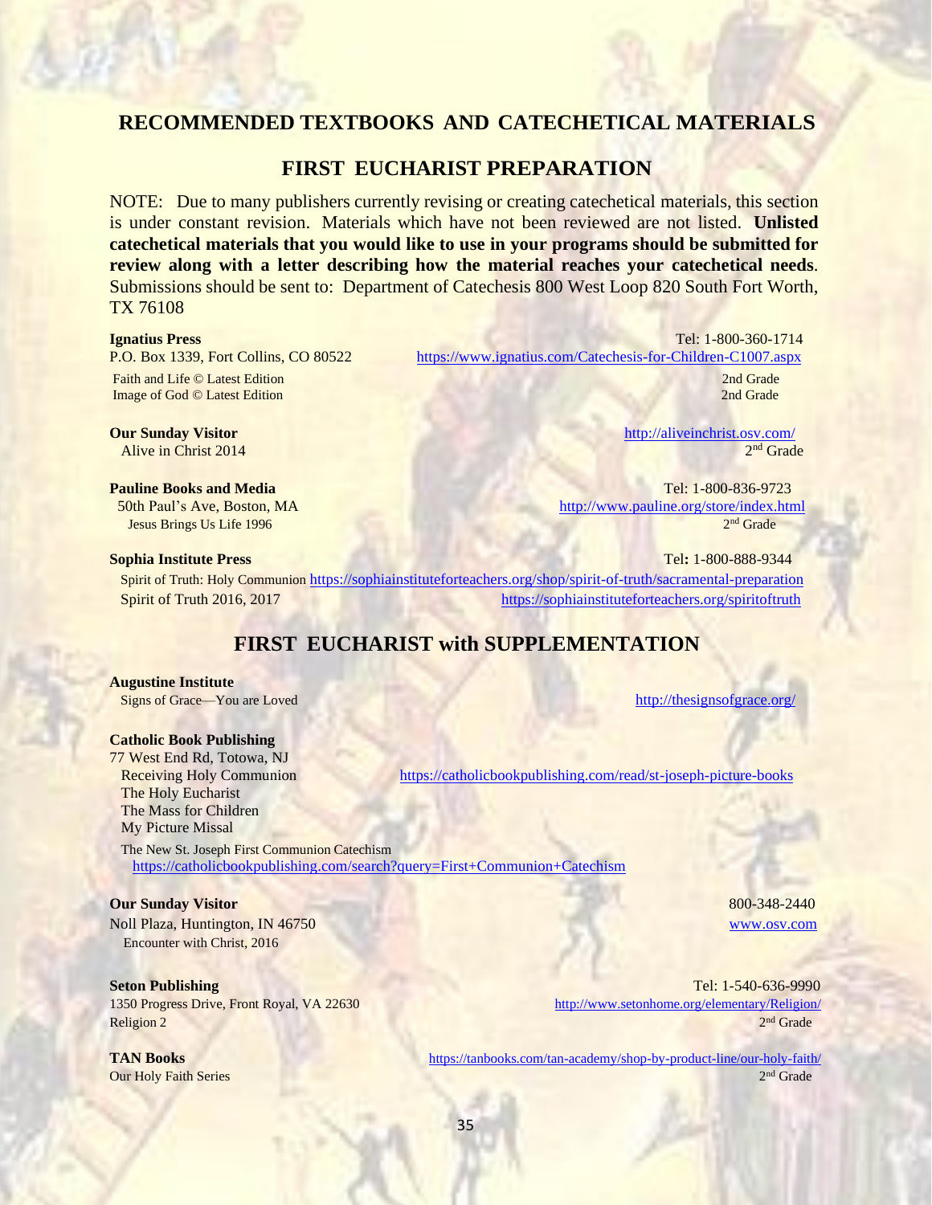# RECOMMENDED TEXTBOOKS AND CATECHETICAL MATERIALS

## FIRST EUCHARIST PREPARATION

NOTE: Due to many publishers currently revising or creating catechetical materials, this section is under constant revision. Materials which have not been reviewed are not listed. **Unlisted catechetical materials that you would like to use in your programs should be submitted for review along with a letter describing how the material reaches your catechetical needs**. Submissions should be sent to: Department of Catechesis 800 West Loop 820 South Fort Worth, TX 76108

**Ignatius Press** Tel: 1-800-360-1714
P.O. Box 1339, Fort Collins, CO 80522 https://www.ignatius.com/Catechesis-for-Children-C1007.aspx
Faith and Life © Latest Edition 2nd Grade
Image of God © Latest Edition 2nd Grade

**Our Sunday Visitor** http://aliveinchrist.osv.com/
Alive in Christ 2014 2nd Grade

**Pauline Books and Media** Tel: 1-800-836-9723
50th Paul's Ave, Boston, MA http://www.pauline.org/store/index.html
Jesus Brings Us Life 1996 2nd Grade

**Sophia Institute Press** Tel**:** 1-800-888-9344
Spirit of Truth: Holy Communion https://sophiainstituteforteachers.org/shop/spirit-of-truth/sacramental-preparation
Spirit of Truth 2016, 2017 https://sophiainstituteforteachers.org/spiritoftruth

## FIRST EUCHARIST with SUPPLEMENTATION

**Augustine Institute**
Signs of Grace—You are Loved http://thesignsofgrace.org/

**Catholic Book Publishing**
77 West End Rd, Totowa, NJ
Receiving Holy Communion https://catholicbookpublishing.com/read/st-joseph-picture-books
The Holy Eucharist
The Mass for Children
My Picture Missal

The New St. Joseph First Communion Catechism
https://catholicbookpublishing.com/search?query=First+Communion+Catechism

**Our Sunday Visitor** 800-348-2440
Noll Plaza, Huntington, IN 46750 www.osv.com
Encounter with Christ, 2016

**Seton Publishing** Tel: 1-540-636-9990
1350 Progress Drive, Front Royal, VA 22630 http://www.setonhome.org/elementary/Religion/
Religion 2 2nd Grade

**TAN Books** https://tanbooks.com/tan-academy/shop-by-product-line/our-holy-faith/
Our Holy Faith Series 2nd Grade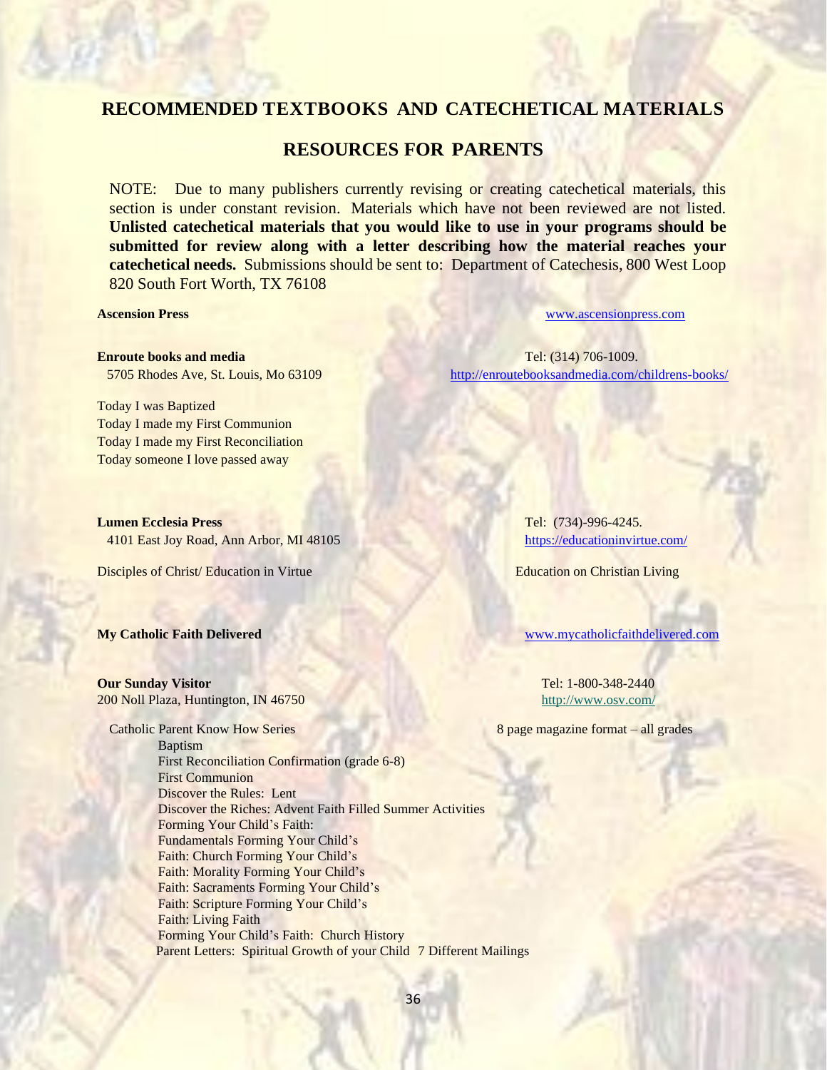## RECOMMENDED TEXTBOOKS AND CATECHETICAL MATERIALS

## RESOURCES FOR PARENTS

NOTE: Due to many publishers currently revising or creating catechetical materials, this section is under constant revision. Materials which have not been reviewed are not listed. **Unlisted catechetical materials that you would like to use in your programs should be submitted for review along with a letter describing how the material reaches your catechetical needs.** Submissions should be sent to: Department of Catechesis, 800 West Loop 820 South Fort Worth, TX 76108

**Ascension Press**
www.ascensionpress.com

**Enroute books and media**
5705 Rhodes Ave, St. Louis, Mo 63109
Tel: (314) 706-1009.
http://enroutebooksandmedia.com/childrens-books/

Today I was Baptized
Today I made my First Communion
Today I made my First Reconciliation
Today someone I love passed away

**Lumen Ecclesia Press**
4101 East Joy Road, Ann Arbor, MI 48105
Tel: (734)-996-4245.
https://educationinvirtue.com/

Disciples of Christ/ Education in Virtue — Education on Christian Living

**My Catholic Faith Delivered**
www.mycatholicfaithdelivered.com

**Our Sunday Visitor**
200 Noll Plaza, Huntington, IN 46750
Tel: 1-800-348-2440
http://www.osv.com/

Catholic Parent Know How Series — 8 page magazine format – all grades

- Baptism
- First Reconciliation Confirmation (grade 6-8)
- First Communion
- Discover the Rules: Lent
- Discover the Riches: Advent Faith Filled Summer Activities
- Forming Your Child's Faith:
- Fundamentals Forming Your Child's
- Faith: Church Forming Your Child's
- Faith: Morality Forming Your Child's
- Faith: Sacraments Forming Your Child's
- Faith: Scripture Forming Your Child's
- Faith: Living Faith
- Forming Your Child's Faith: Church History
- Parent Letters: Spiritual Growth of your Child 7 Different Mailings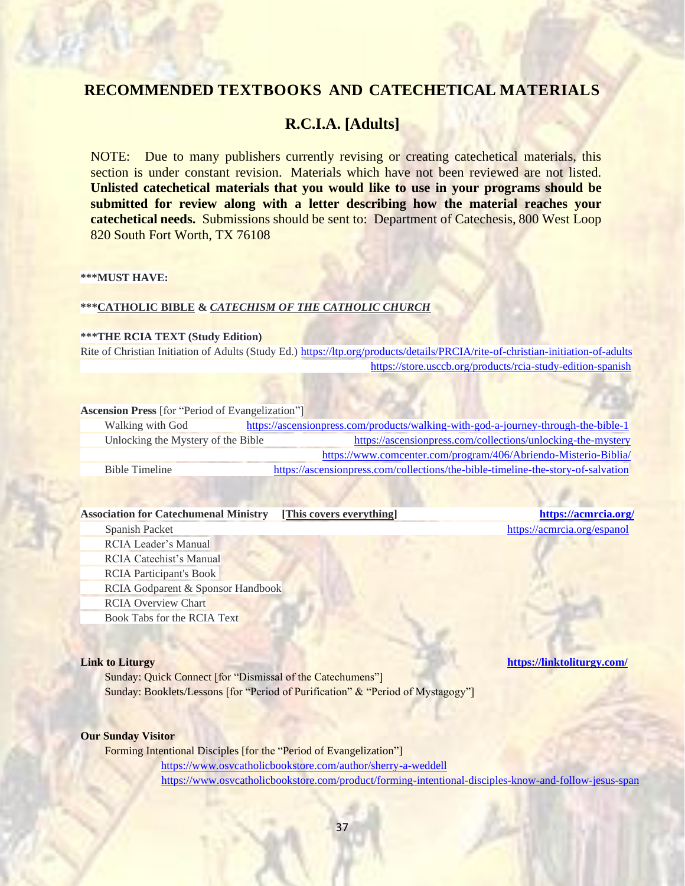## RECOMMENDED TEXTBOOKS AND CATECHETICAL MATERIALS

### R.C.I.A. [Adults]

NOTE: Due to many publishers currently revising or creating catechetical materials, this section is under constant revision. Materials which have not been reviewed are not listed. **Unlisted catechetical materials that you would like to use in your programs should be submitted for review along with a letter describing how the material reaches your catechetical needs.** Submissions should be sent to: Department of Catechesis, 800 West Loop 820 South Fort Worth, TX 76108

**\*\*\*MUST HAVE:**

**\*\*\*CATHOLIC BIBLE & *CATECHISM OF THE CATHOLIC CHURCH***

**\*\*\*THE RCIA TEXT (Study Edition)**

Rite of Christian Initiation of Adults (Study Ed.) https://ltp.org/products/details/PRCIA/rite-of-christian-initiation-of-adults
https://store.usccb.org/products/rcia-study-edition-spanish

**Ascension Press** [for "Period of Evangelization"]

| | |
|---|---|
| Walking with God | https://ascensionpress.com/products/walking-with-god-a-journey-through-the-bible-1 |
| Unlocking the Mystery of the Bible | https://ascensionpress.com/collections/unlocking-the-mystery |
| | https://www.comcenter.com/program/406/Abriendo-Misterio-Biblia/ |
| Bible Timeline | https://ascensionpress.com/collections/the-bible-timeline-the-story-of-salvation |

**Association for Catechumenal Ministry** **[This covers everything]** **https://acmrcia.org/**

- Spanish Packet https://acmrcia.org/espanol
- RCIA Leader's Manual
- RCIA Catechist's Manual
- RCIA Participant's Book
- RCIA Godparent & Sponsor Handbook
- RCIA Overview Chart
- Book Tabs for the RCIA Text

**Link to Liturgy** **https://linktoliturgy.com/**

- Sunday: Quick Connect [for "Dismissal of the Catechumens"]
- Sunday: Booklets/Lessons [for "Period of Purification" & "Period of Mystagogy"]

**Our Sunday Visitor**

Forming Intentional Disciples [for the "Period of Evangelization"]
https://www.osvcatholicbookstore.com/author/sherry-a-weddell
https://www.osvcatholicbookstore.com/product/forming-intentional-disciples-know-and-follow-jesus-span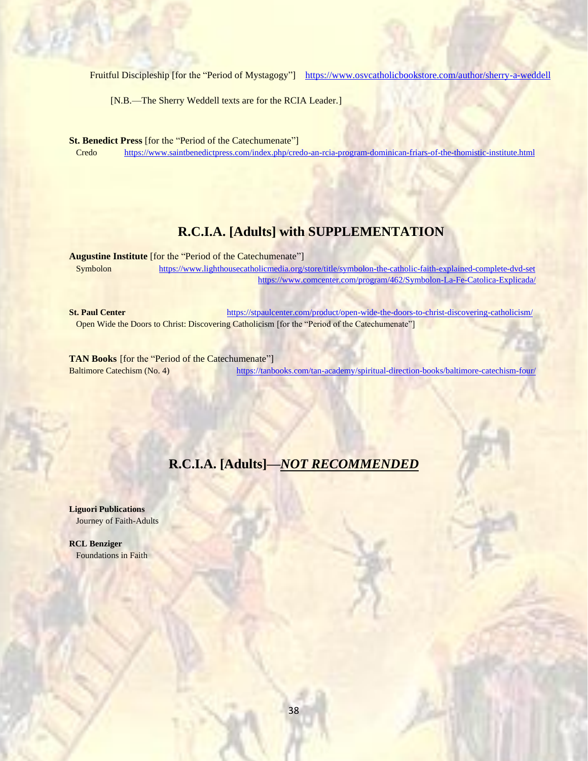Fruitful Discipleship [for the "Period of Mystagogy"] https://www.osvcatholicbookstore.com/author/sherry-a-weddell

[N.B.—The Sherry Weddell texts are for the RCIA Leader.]

**St. Benedict Press** [for the "Period of the Catechumenate"]
Credo https://www.saintbenedictpress.com/index.php/credo-an-rcia-program-dominican-friars-of-the-thomistic-institute.html

## R.C.I.A. [Adults] with SUPPLEMENTATION

**Augustine Institute** [for the "Period of the Catechumenate"]
Symbolon https://www.lighthousecatholicmedia.org/store/title/symbolon-the-catholic-faith-explained-complete-dvd-set
https://www.comcenter.com/program/462/Symbolon-La-Fe-Catolica-Explicada/

**St. Paul Center** https://stpaulcenter.com/product/open-wide-the-doors-to-christ-discovering-catholicism/
Open Wide the Doors to Christ: Discovering Catholicism [for the "Period of the Catechumenate"]

**TAN Books** [for the "Period of the Catechumenate"]
Baltimore Catechism (No. 4) https://tanbooks.com/tan-academy/spiritual-direction-books/baltimore-catechism-four/

## R.C.I.A. [Adults]—***NOT RECOMMENDED***

**Liguori Publications**
Journey of Faith-Adults

**RCL Benziger**
Foundations in Faith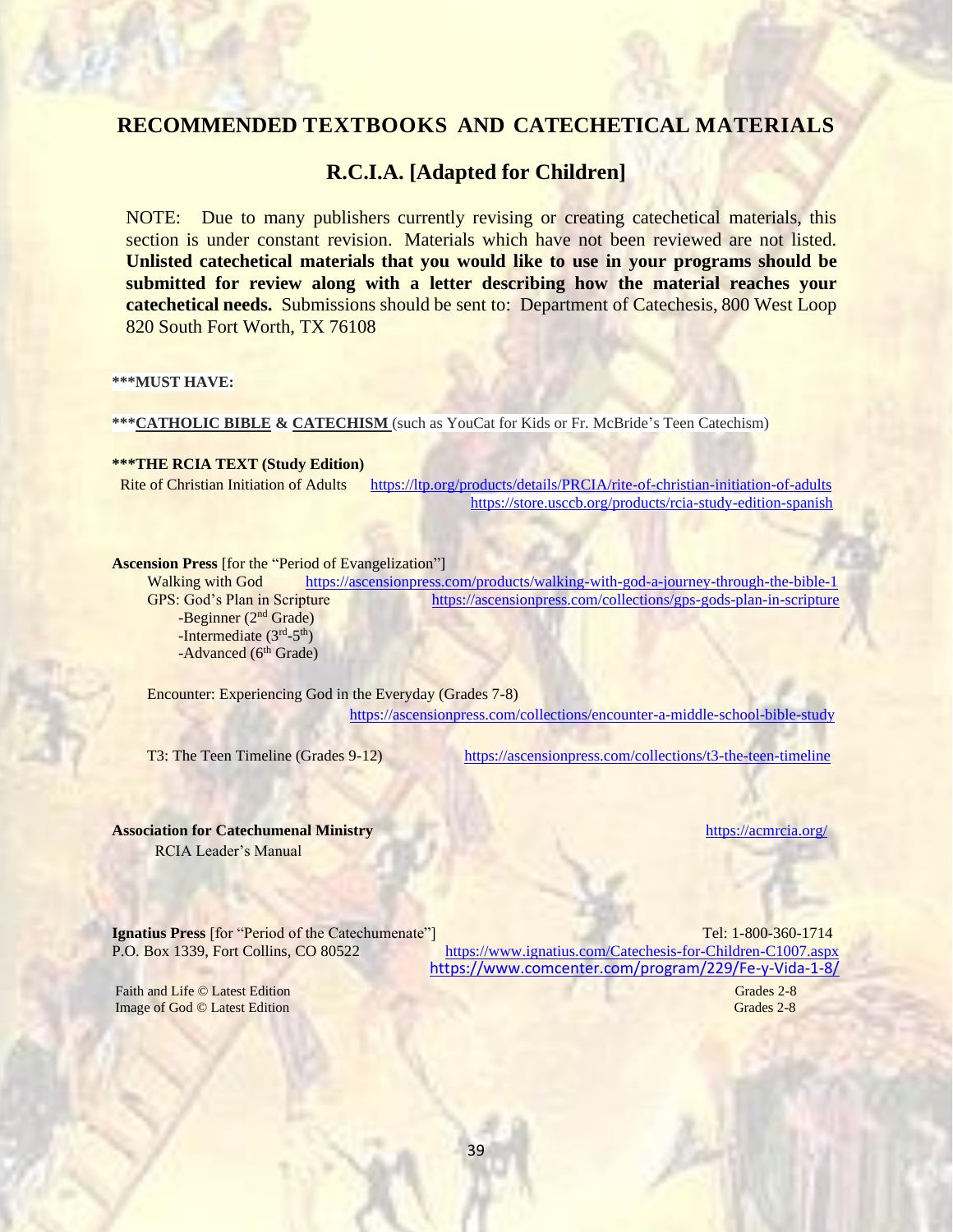# RECOMMENDED TEXTBOOKS AND CATECHETICAL MATERIALS

## R.C.I.A. [Adapted for Children]

NOTE: Due to many publishers currently revising or creating catechetical materials, this section is under constant revision. Materials which have not been reviewed are not listed. **Unlisted catechetical materials that you would like to use in your programs should be submitted for review along with a letter describing how the material reaches your catechetical needs.** Submissions should be sent to: Department of Catechesis, 800 West Loop 820 South Fort Worth, TX 76108

**\*\*\*MUST HAVE:**

**\*\*\*CATHOLIC BIBLE & CATECHISM** (such as YouCat for Kids or Fr. McBride's Teen Catechism)

**\*\*\*THE RCIA TEXT (Study Edition)**

Rite of Christian Initiation of Adults https://ltp.org/products/details/PRCIA/rite-of-christian-initiation-of-adults
https://store.usccb.org/products/rcia-study-edition-spanish

**Ascension Press** [for the "Period of Evangelization"]

Walking with God https://ascensionpress.com/products/walking-with-god-a-journey-through-the-bible-1

GPS: God's Plan in Scripture https://ascensionpress.com/collections/gps-gods-plan-in-scripture

- -Beginner (2nd Grade)
- -Intermediate (3rd-5th)
- -Advanced (6th Grade)

Encounter: Experiencing God in the Everyday (Grades 7-8)
https://ascensionpress.com/collections/encounter-a-middle-school-bible-study

T3: The Teen Timeline (Grades 9-12) https://ascensionpress.com/collections/t3-the-teen-timeline

**Association for Catechumenal Ministry** https://acmrcia.org/

RCIA Leader's Manual

**Ignatius Press** [for "Period of the Catechumenate"] Tel: 1-800-360-1714

P.O. Box 1339, Fort Collins, CO 80522 https://www.ignatius.com/Catechesis-for-Children-C1007.aspx
https://www.comcenter.com/program/229/Fe-y-Vida-1-8/

Faith and Life © Latest Edition Grades 2-8

Image of God © Latest Edition Grades 2-8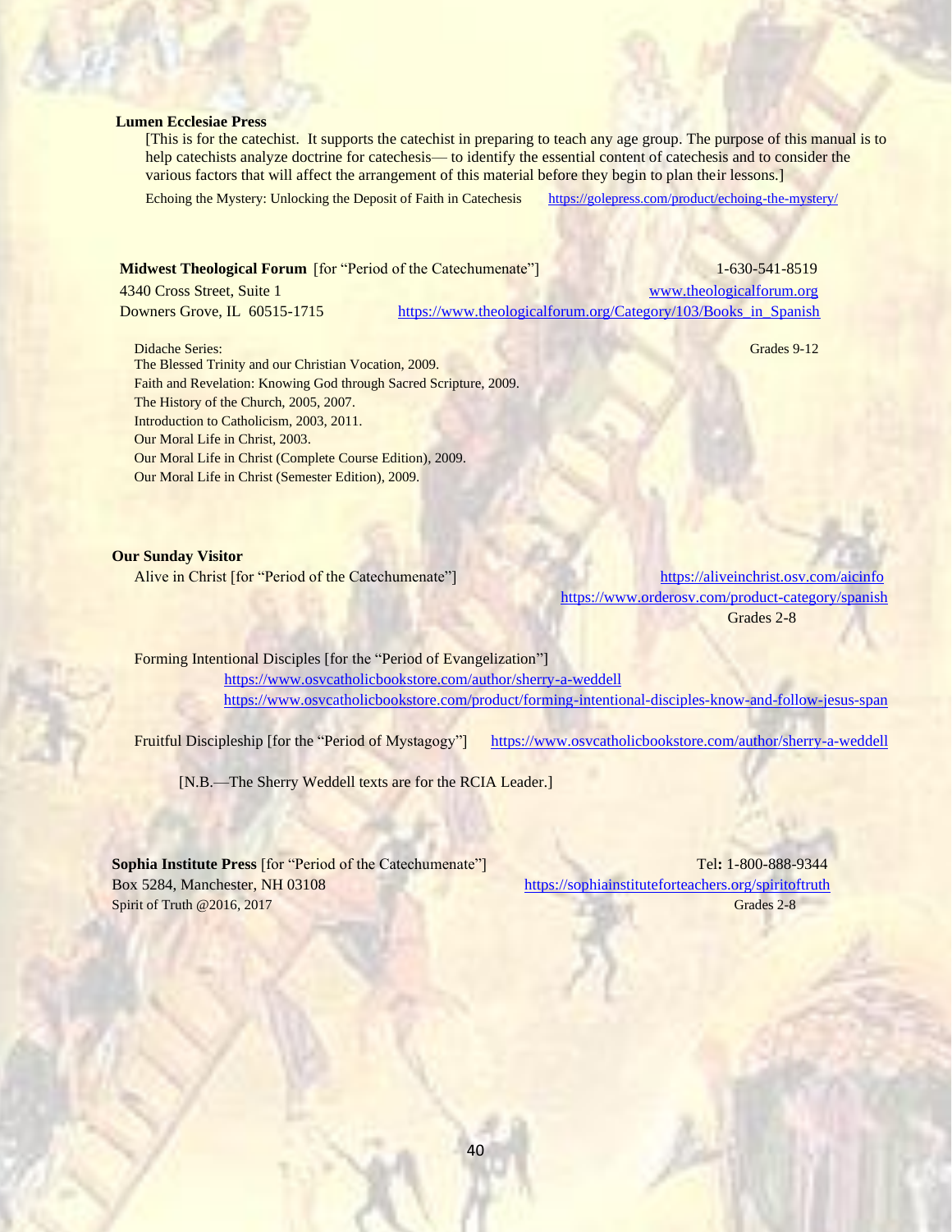**Lumen Ecclesiae Press**

[This is for the catechist. It supports the catechist in preparing to teach any age group. The purpose of this manual is to help catechists analyze doctrine for catechesis— to identify the essential content of catechesis and to consider the various factors that will affect the arrangement of this material before they begin to plan their lessons.]

Echoing the Mystery: Unlocking the Deposit of Faith in Catechesis https://golepress.com/product/echoing-the-mystery/

**Midwest Theological Forum** [for "Period of the Catechumenate"] 1-630-541-8519
4340 Cross Street, Suite 1 www.theologicalforum.org
Downers Grove, IL 60515-1715 https://www.theologicalforum.org/Category/103/Books_in_Spanish

Didache Series: Grades 9-12
The Blessed Trinity and our Christian Vocation, 2009.
Faith and Revelation: Knowing God through Sacred Scripture, 2009.
The History of the Church, 2005, 2007.
Introduction to Catholicism, 2003, 2011.
Our Moral Life in Christ, 2003.
Our Moral Life in Christ (Complete Course Edition), 2009.
Our Moral Life in Christ (Semester Edition), 2009.

**Our Sunday Visitor**

Alive in Christ [for "Period of the Catechumenate"] https://aliveinchrist.osv.com/aicinfo
https://www.orderosv.com/product-category/spanish
Grades 2-8

Forming Intentional Disciples [for the "Period of Evangelization"]
https://www.osvcatholicbookstore.com/author/sherry-a-weddell
https://www.osvcatholicbookstore.com/product/forming-intentional-disciples-know-and-follow-jesus-span

Fruitful Discipleship [for the "Period of Mystagogy"] https://www.osvcatholicbookstore.com/author/sherry-a-weddell

[N.B.—The Sherry Weddell texts are for the RCIA Leader.]

**Sophia Institute Press** [for "Period of the Catechumenate"] Tel: 1-800-888-9344
Box 5284, Manchester, NH 03108 https://sophiainstituteforteachers.org/spiritoftruth
Spirit of Truth @2016, 2017 Grades 2-8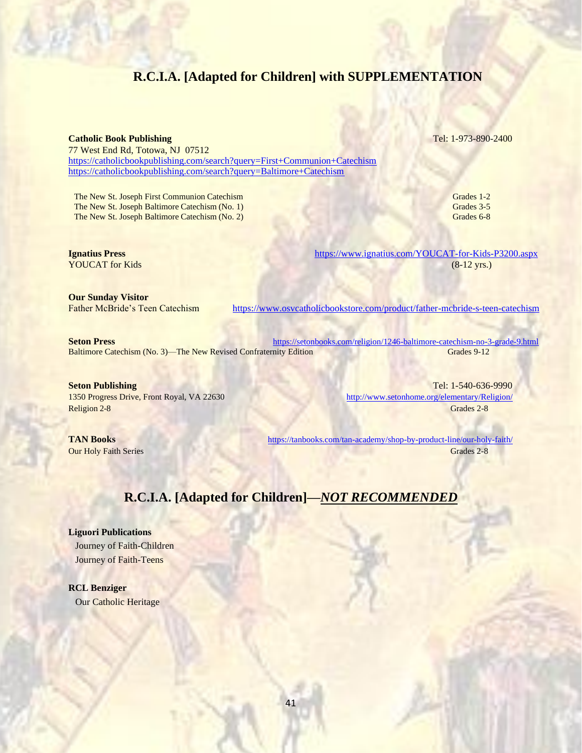## R.C.I.A. [Adapted for Children] with SUPPLEMENTATION

**Catholic Book Publishing** Tel: 1-973-890-2400
77 West End Rd, Totowa, NJ 07512
https://catholicbookpublishing.com/search?query=First+Communion+Catechism
https://catholicbookpublishing.com/search?query=Baltimore+Catechism

| | |
|---|---|
| The New St. Joseph First Communion Catechism | Grades 1-2 |
| The New St. Joseph Baltimore Catechism (No. 1) | Grades 3-5 |
| The New St. Joseph Baltimore Catechism (No. 2) | Grades 6-8 |

**Ignatius Press** https://www.ignatius.com/YOUCAT-for-Kids-P3200.aspx
YOUCAT for Kids (8-12 yrs.)

**Our Sunday Visitor**
Father McBride's Teen Catechism https://www.osvcatholicbookstore.com/product/father-mcbride-s-teen-catechism

**Seton Press** https://setonbooks.com/religion/1246-baltimore-catechism-no-3-grade-9.html
Baltimore Catechism (No. 3)—The New Revised Confraternity Edition Grades 9-12

**Seton Publishing** Tel: 1-540-636-9990
1350 Progress Drive, Front Royal, VA 22630 http://www.setonhome.org/elementary/Religion/
Religion 2-8 Grades 2-8

**TAN Books** https://tanbooks.com/tan-academy/shop-by-product-line/our-holy-faith/
Our Holy Faith Series Grades 2-8

## R.C.I.A. [Adapted for Children]—***NOT RECOMMENDED***

**Liguori Publications**
- Journey of Faith-Children
- Journey of Faith-Teens

**RCL Benziger**
- Our Catholic Heritage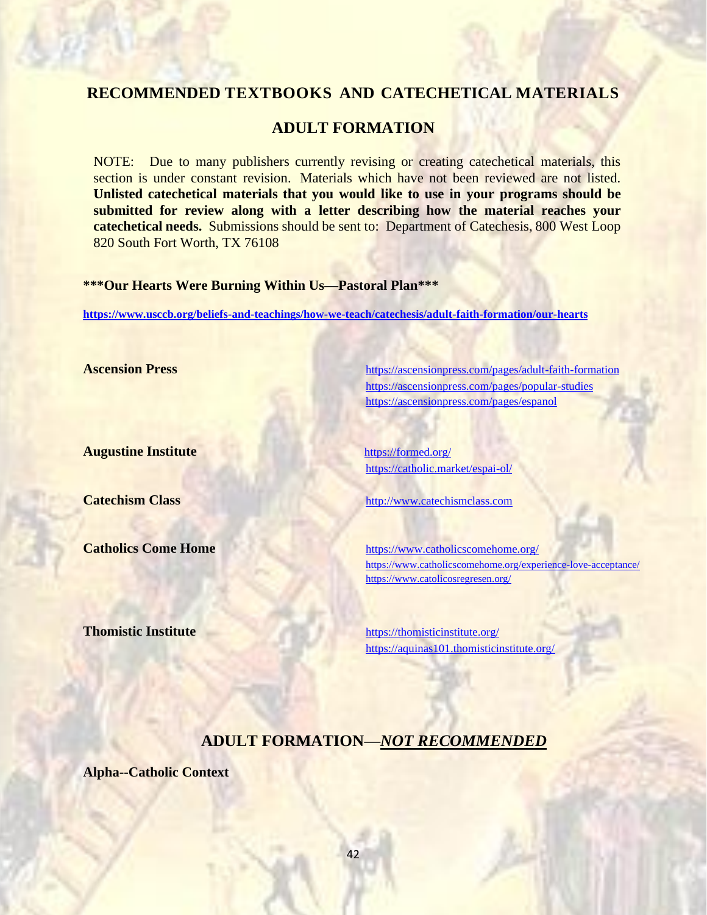## RECOMMENDED TEXTBOOKS AND CATECHETICAL MATERIALS

## ADULT FORMATION

NOTE: Due to many publishers currently revising or creating catechetical materials, this section is under constant revision. Materials which have not been reviewed are not listed. **Unlisted catechetical materials that you would like to use in your programs should be submitted for review along with a letter describing how the material reaches your catechetical needs.** Submissions should be sent to: Department of Catechesis, 800 West Loop 820 South Fort Worth, TX 76108

**\*\*\*Our Hearts Were Burning Within Us—Pastoral Plan\*\*\***

**https://www.usccb.org/beliefs-and-teachings/how-we-teach/catechesis/adult-faith-formation/our-hearts**

**Ascension Press**
https://ascensionpress.com/pages/adult-faith-formation
https://ascensionpress.com/pages/popular-studies
https://ascensionpress.com/pages/espanol

**Augustine Institute**
https://formed.org/
https://catholic.market/espai-ol/

**Catechism Class**
http://www.catechismclass.com

**Catholics Come Home**
https://www.catholicscomehome.org/
https://www.catholicscomehome.org/experience-love-acceptance/
https://www.catolicosregresen.org/

**Thomistic Institute**
https://thomisticinstitute.org/
https://aquinas101.thomisticinstitute.org/

## ADULT FORMATION—*NOT RECOMMENDED*

**Alpha--Catholic Context**